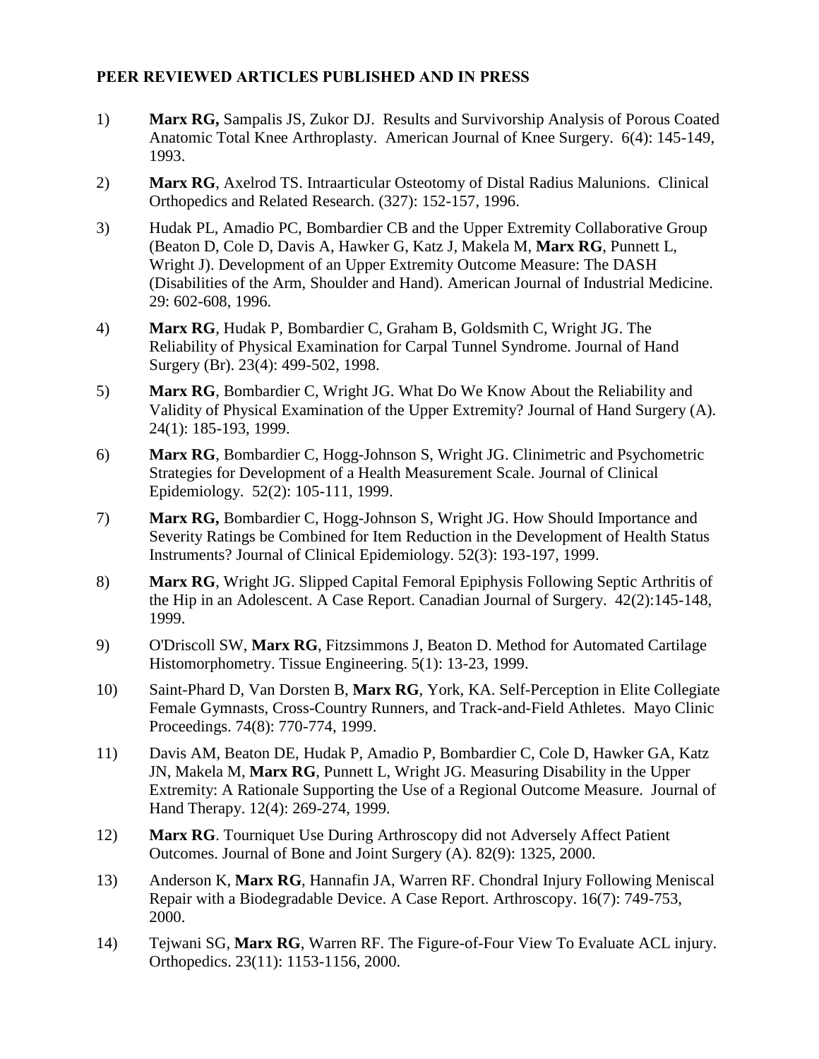**PEER REVIEWED ARTICLES PUBLISHED AND IN PRESS**

1) **Marx RG,** Sampalis JS, Zukor DJ. Results and Survivorship Analysis of Porous Coated Anatomic Total Knee Arthroplasty. American Journal of Knee Surgery. 6(4): 145-149, 1993.

2) **Marx RG**, Axelrod TS. Intraarticular Osteotomy of Distal Radius Malunions. Clinical Orthopedics and Related Research. (327): 152-157, 1996.

3) Hudak PL, Amadio PC, Bombardier CB and the Upper Extremity Collaborative Group (Beaton D, Cole D, Davis A, Hawker G, Katz J, Makela M, **Marx RG**, Punnett L, Wright J). Development of an Upper Extremity Outcome Measure: The DASH (Disabilities of the Arm, Shoulder and Hand). American Journal of Industrial Medicine. 29: 602-608, 1996.

4) **Marx RG**, Hudak P, Bombardier C, Graham B, Goldsmith C, Wright JG. The Reliability of Physical Examination for Carpal Tunnel Syndrome. Journal of Hand Surgery (Br). 23(4): 499-502, 1998.

5) **Marx RG**, Bombardier C, Wright JG. What Do We Know About the Reliability and Validity of Physical Examination of the Upper Extremity? Journal of Hand Surgery (A). 24(1): 185-193, 1999.

6) **Marx RG**, Bombardier C, Hogg-Johnson S, Wright JG. Clinimetric and Psychometric Strategies for Development of a Health Measurement Scale. Journal of Clinical Epidemiology. 52(2): 105-111, 1999.

7) **Marx RG,** Bombardier C, Hogg-Johnson S, Wright JG. How Should Importance and Severity Ratings be Combined for Item Reduction in the Development of Health Status Instruments? Journal of Clinical Epidemiology. 52(3): 193-197, 1999.

8) **Marx RG**, Wright JG. Slipped Capital Femoral Epiphysis Following Septic Arthritis of the Hip in an Adolescent. A Case Report. Canadian Journal of Surgery. 42(2):145-148, 1999.

9) O'Driscoll SW, **Marx RG**, Fitzsimmons J, Beaton D. Method for Automated Cartilage Histomorphometry. Tissue Engineering. 5(1): 13-23, 1999.

10) Saint-Phard D, Van Dorsten B, **Marx RG**, York, KA. Self-Perception in Elite Collegiate Female Gymnasts, Cross-Country Runners, and Track-and-Field Athletes. Mayo Clinic Proceedings. 74(8): 770-774, 1999.

11) Davis AM, Beaton DE, Hudak P, Amadio P, Bombardier C, Cole D, Hawker GA, Katz JN, Makela M, **Marx RG**, Punnett L, Wright JG. Measuring Disability in the Upper Extremity: A Rationale Supporting the Use of a Regional Outcome Measure. Journal of Hand Therapy. 12(4): 269-274, 1999.

12) **Marx RG**. Tourniquet Use During Arthroscopy did not Adversely Affect Patient Outcomes. Journal of Bone and Joint Surgery (A). 82(9): 1325, 2000.

13) Anderson K, **Marx RG**, Hannafin JA, Warren RF. Chondral Injury Following Meniscal Repair with a Biodegradable Device. A Case Report. Arthroscopy. 16(7): 749-753, 2000.

14) Tejwani SG, **Marx RG**, Warren RF. The Figure-of-Four View To Evaluate ACL injury. Orthopedics. 23(11): 1153-1156, 2000.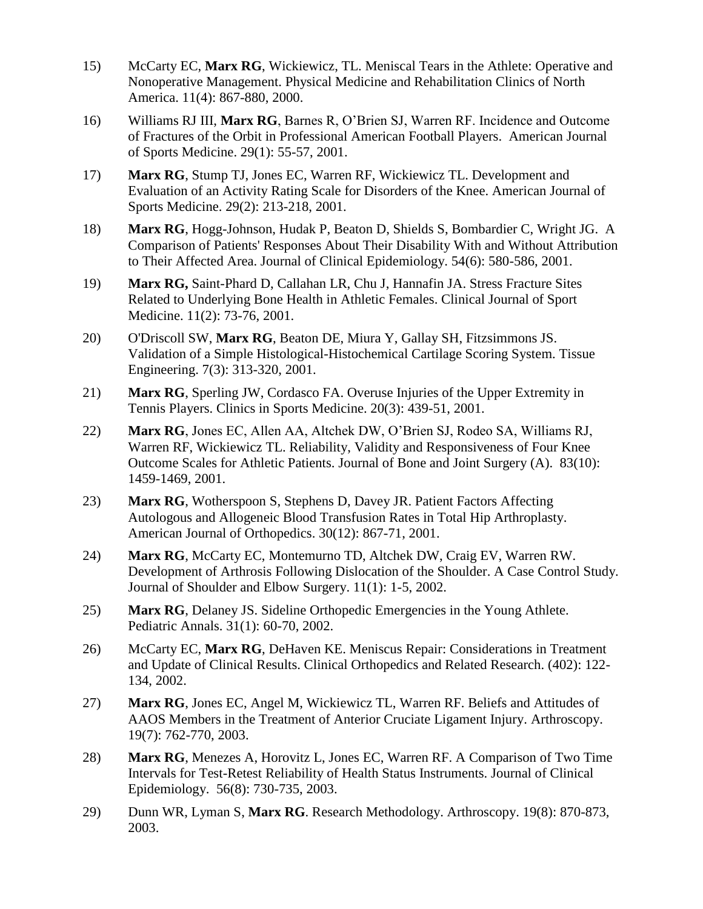15) McCarty EC, **Marx RG**, Wickiewicz, TL. Meniscal Tears in the Athlete: Operative and Nonoperative Management. Physical Medicine and Rehabilitation Clinics of North America. 11(4): 867-880, 2000.

16) Williams RJ III, **Marx RG**, Barnes R, O'Brien SJ, Warren RF. Incidence and Outcome of Fractures of the Orbit in Professional American Football Players. American Journal of Sports Medicine. 29(1): 55-57, 2001.

17) **Marx RG**, Stump TJ, Jones EC, Warren RF, Wickiewicz TL. Development and Evaluation of an Activity Rating Scale for Disorders of the Knee. American Journal of Sports Medicine. 29(2): 213-218, 2001.

18) **Marx RG**, Hogg-Johnson, Hudak P, Beaton D, Shields S, Bombardier C, Wright JG. A Comparison of Patients' Responses About Their Disability With and Without Attribution to Their Affected Area. Journal of Clinical Epidemiology. 54(6): 580-586, 2001.

19) **Marx RG,** Saint-Phard D, Callahan LR, Chu J, Hannafin JA. Stress Fracture Sites Related to Underlying Bone Health in Athletic Females. Clinical Journal of Sport Medicine. 11(2): 73-76, 2001.

20) O'Driscoll SW, **Marx RG**, Beaton DE, Miura Y, Gallay SH, Fitzsimmons JS. Validation of a Simple Histological-Histochemical Cartilage Scoring System. Tissue Engineering. 7(3): 313-320, 2001.

21) **Marx RG**, Sperling JW, Cordasco FA. Overuse Injuries of the Upper Extremity in Tennis Players. Clinics in Sports Medicine. 20(3): 439-51, 2001.

22) **Marx RG**, Jones EC, Allen AA, Altchek DW, O'Brien SJ, Rodeo SA, Williams RJ, Warren RF, Wickiewicz TL. Reliability, Validity and Responsiveness of Four Knee Outcome Scales for Athletic Patients. Journal of Bone and Joint Surgery (A). 83(10): 1459-1469, 2001.

23) **Marx RG**, Wotherspoon S, Stephens D, Davey JR. Patient Factors Affecting Autologous and Allogeneic Blood Transfusion Rates in Total Hip Arthroplasty. American Journal of Orthopedics. 30(12): 867-71, 2001.

24) **Marx RG**, McCarty EC, Montemurno TD, Altchek DW, Craig EV, Warren RW. Development of Arthrosis Following Dislocation of the Shoulder. A Case Control Study. Journal of Shoulder and Elbow Surgery. 11(1): 1-5, 2002.

25) **Marx RG**, Delaney JS. Sideline Orthopedic Emergencies in the Young Athlete. Pediatric Annals. 31(1): 60-70, 2002.

26) McCarty EC, **Marx RG**, DeHaven KE. Meniscus Repair: Considerations in Treatment and Update of Clinical Results. Clinical Orthopedics and Related Research. (402): 122-134, 2002.

27) **Marx RG**, Jones EC, Angel M, Wickiewicz TL, Warren RF. Beliefs and Attitudes of AAOS Members in the Treatment of Anterior Cruciate Ligament Injury. Arthroscopy. 19(7): 762-770, 2003.

28) **Marx RG**, Menezes A, Horovitz L, Jones EC, Warren RF. A Comparison of Two Time Intervals for Test-Retest Reliability of Health Status Instruments. Journal of Clinical Epidemiology. 56(8): 730-735, 2003.

29) Dunn WR, Lyman S, **Marx RG**. Research Methodology. Arthroscopy. 19(8): 870-873, 2003.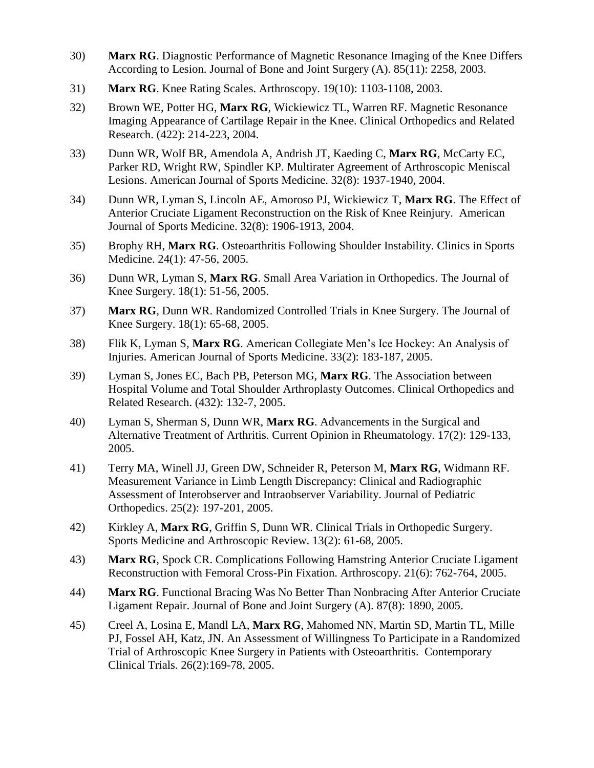30) **Marx RG**. Diagnostic Performance of Magnetic Resonance Imaging of the Knee Differs According to Lesion. Journal of Bone and Joint Surgery (A). 85(11): 2258, 2003.

31) **Marx RG**. Knee Rating Scales. Arthroscopy. 19(10): 1103-1108, 2003.

32) Brown WE, Potter HG, **Marx RG**, Wickiewicz TL, Warren RF. Magnetic Resonance Imaging Appearance of Cartilage Repair in the Knee. Clinical Orthopedics and Related Research. (422): 214-223, 2004.

33) Dunn WR, Wolf BR, Amendola A, Andrish JT, Kaeding C, **Marx RG**, McCarty EC, Parker RD, Wright RW, Spindler KP. Multirater Agreement of Arthroscopic Meniscal Lesions. American Journal of Sports Medicine. 32(8): 1937-1940, 2004.

34) Dunn WR, Lyman S, Lincoln AE, Amoroso PJ, Wickiewicz T, **Marx RG**. The Effect of Anterior Cruciate Ligament Reconstruction on the Risk of Knee Reinjury. American Journal of Sports Medicine. 32(8): 1906-1913, 2004.

35) Brophy RH, **Marx RG**. Osteoarthritis Following Shoulder Instability. Clinics in Sports Medicine. 24(1): 47-56, 2005.

36) Dunn WR, Lyman S, **Marx RG**. Small Area Variation in Orthopedics. The Journal of Knee Surgery. 18(1): 51-56, 2005.

37) **Marx RG**, Dunn WR. Randomized Controlled Trials in Knee Surgery. The Journal of Knee Surgery. 18(1): 65-68, 2005.

38) Flik K, Lyman S, **Marx RG**. American Collegiate Men's Ice Hockey: An Analysis of Injuries. American Journal of Sports Medicine. 33(2): 183-187, 2005.

39) Lyman S, Jones EC, Bach PB, Peterson MG, **Marx RG**. The Association between Hospital Volume and Total Shoulder Arthroplasty Outcomes. Clinical Orthopedics and Related Research. (432): 132-7, 2005.

40) Lyman S, Sherman S, Dunn WR, **Marx RG**. Advancements in the Surgical and Alternative Treatment of Arthritis. Current Opinion in Rheumatology. 17(2): 129-133, 2005.

41) Terry MA, Winell JJ, Green DW, Schneider R, Peterson M, **Marx RG**, Widmann RF. Measurement Variance in Limb Length Discrepancy: Clinical and Radiographic Assessment of Interobserver and Intraobserver Variability. Journal of Pediatric Orthopedics. 25(2): 197-201, 2005.

42) Kirkley A, **Marx RG**, Griffin S, Dunn WR. Clinical Trials in Orthopedic Surgery. Sports Medicine and Arthroscopic Review. 13(2): 61-68, 2005.

43) **Marx RG**, Spock CR. Complications Following Hamstring Anterior Cruciate Ligament Reconstruction with Femoral Cross-Pin Fixation. Arthroscopy. 21(6): 762-764, 2005.

44) **Marx RG**. Functional Bracing Was No Better Than Nonbracing After Anterior Cruciate Ligament Repair. Journal of Bone and Joint Surgery (A). 87(8): 1890, 2005.

45) Creel A, Losina E, Mandl LA, **Marx RG**, Mahomed NN, Martin SD, Martin TL, Mille PJ, Fossel AH, Katz, JN. An Assessment of Willingness To Participate in a Randomized Trial of Arthroscopic Knee Surgery in Patients with Osteoarthritis. Contemporary Clinical Trials. 26(2):169-78, 2005.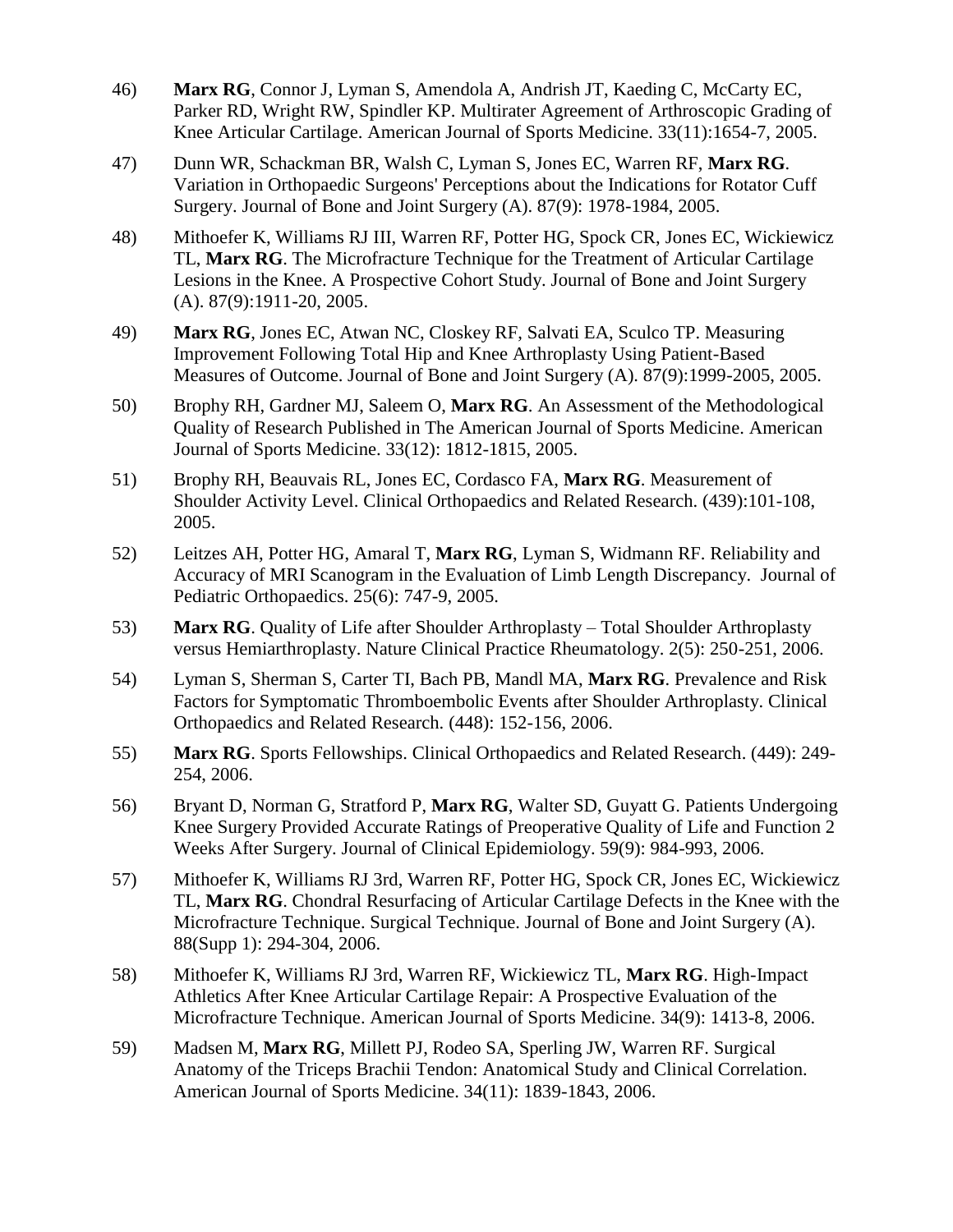46) **Marx RG**, Connor J, Lyman S, Amendola A, Andrish JT, Kaeding C, McCarty EC, Parker RD, Wright RW, Spindler KP. Multirater Agreement of Arthroscopic Grading of Knee Articular Cartilage. American Journal of Sports Medicine. 33(11):1654-7, 2005.

47) Dunn WR, Schackman BR, Walsh C, Lyman S, Jones EC, Warren RF, **Marx RG**. Variation in Orthopaedic Surgeons' Perceptions about the Indications for Rotator Cuff Surgery. Journal of Bone and Joint Surgery (A). 87(9): 1978-1984, 2005.

48) Mithoefer K, Williams RJ III, Warren RF, Potter HG, Spock CR, Jones EC, Wickiewicz TL, **Marx RG**. The Microfracture Technique for the Treatment of Articular Cartilage Lesions in the Knee. A Prospective Cohort Study. Journal of Bone and Joint Surgery (A). 87(9):1911-20, 2005.

49) **Marx RG**, Jones EC, Atwan NC, Closkey RF, Salvati EA, Sculco TP. Measuring Improvement Following Total Hip and Knee Arthroplasty Using Patient-Based Measures of Outcome. Journal of Bone and Joint Surgery (A). 87(9):1999-2005, 2005.

50) Brophy RH, Gardner MJ, Saleem O, **Marx RG**. An Assessment of the Methodological Quality of Research Published in The American Journal of Sports Medicine. American Journal of Sports Medicine. 33(12): 1812-1815, 2005.

51) Brophy RH, Beauvais RL, Jones EC, Cordasco FA, **Marx RG**. Measurement of Shoulder Activity Level. Clinical Orthopaedics and Related Research. (439):101-108, 2005.

52) Leitzes AH, Potter HG, Amaral T, **Marx RG**, Lyman S, Widmann RF. Reliability and Accuracy of MRI Scanogram in the Evaluation of Limb Length Discrepancy. Journal of Pediatric Orthopaedics. 25(6): 747-9, 2005.

53) **Marx RG**. Quality of Life after Shoulder Arthroplasty – Total Shoulder Arthroplasty versus Hemiarthroplasty. Nature Clinical Practice Rheumatology. 2(5): 250-251, 2006.

54) Lyman S, Sherman S, Carter TI, Bach PB, Mandl MA, **Marx RG**. Prevalence and Risk Factors for Symptomatic Thromboembolic Events after Shoulder Arthroplasty. Clinical Orthopaedics and Related Research. (448): 152-156, 2006.

55) **Marx RG**. Sports Fellowships. Clinical Orthopaedics and Related Research. (449): 249-254, 2006.

56) Bryant D, Norman G, Stratford P, **Marx RG**, Walter SD, Guyatt G. Patients Undergoing Knee Surgery Provided Accurate Ratings of Preoperative Quality of Life and Function 2 Weeks After Surgery. Journal of Clinical Epidemiology. 59(9): 984-993, 2006.

57) Mithoefer K, Williams RJ 3rd, Warren RF, Potter HG, Spock CR, Jones EC, Wickiewicz TL, **Marx RG**. Chondral Resurfacing of Articular Cartilage Defects in the Knee with the Microfracture Technique. Surgical Technique. Journal of Bone and Joint Surgery (A). 88(Supp 1): 294-304, 2006.

58) Mithoefer K, Williams RJ 3rd, Warren RF, Wickiewicz TL, **Marx RG**. High-Impact Athletics After Knee Articular Cartilage Repair: A Prospective Evaluation of the Microfracture Technique. American Journal of Sports Medicine. 34(9): 1413-8, 2006.

59) Madsen M, **Marx RG**, Millett PJ, Rodeo SA, Sperling JW, Warren RF. Surgical Anatomy of the Triceps Brachii Tendon: Anatomical Study and Clinical Correlation. American Journal of Sports Medicine. 34(11): 1839-1843, 2006.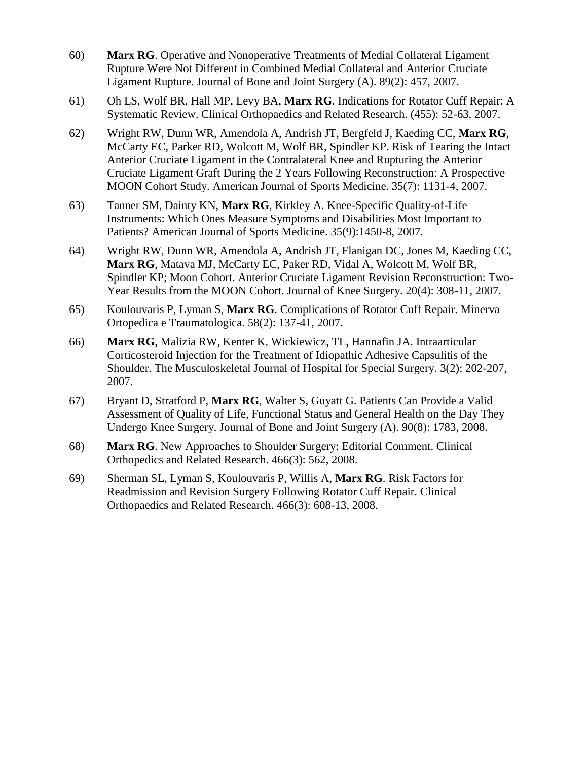60) **Marx RG**. Operative and Nonoperative Treatments of Medial Collateral Ligament Rupture Were Not Different in Combined Medial Collateral and Anterior Cruciate Ligament Rupture. Journal of Bone and Joint Surgery (A). 89(2): 457, 2007.

61) Oh LS, Wolf BR, Hall MP, Levy BA, **Marx RG**. Indications for Rotator Cuff Repair: A Systematic Review. Clinical Orthopaedics and Related Research. (455): 52-63, 2007.

62) Wright RW, Dunn WR, Amendola A, Andrish JT, Bergfeld J, Kaeding CC, **Marx RG**, McCarty EC, Parker RD, Wolcott M, Wolf BR, Spindler KP. Risk of Tearing the Intact Anterior Cruciate Ligament in the Contralateral Knee and Rupturing the Anterior Cruciate Ligament Graft During the 2 Years Following Reconstruction: A Prospective MOON Cohort Study. American Journal of Sports Medicine. 35(7): 1131-4, 2007.

63) Tanner SM, Dainty KN, **Marx RG**, Kirkley A. Knee-Specific Quality-of-Life Instruments: Which Ones Measure Symptoms and Disabilities Most Important to Patients? American Journal of Sports Medicine. 35(9):1450-8, 2007.

64) Wright RW, Dunn WR, Amendola A, Andrish JT, Flanigan DC, Jones M, Kaeding CC, **Marx RG**, Matava MJ, McCarty EC, Paker RD, Vidal A, Wolcott M, Wolf BR, Spindler KP; Moon Cohort. Anterior Cruciate Ligament Revision Reconstruction: Two-Year Results from the MOON Cohort. Journal of Knee Surgery. 20(4): 308-11, 2007.

65) Koulouvaris P, Lyman S, **Marx RG**. Complications of Rotator Cuff Repair. Minerva Ortopedica e Traumatologica. 58(2): 137-41, 2007.

66) **Marx RG**, Malizia RW, Kenter K, Wickiewicz, TL, Hannafin JA. Intraarticular Corticosteroid Injection for the Treatment of Idiopathic Adhesive Capsulitis of the Shoulder. The Musculoskeletal Journal of Hospital for Special Surgery. 3(2): 202-207, 2007.

67) Bryant D, Stratford P, **Marx RG**, Walter S, Guyatt G. Patients Can Provide a Valid Assessment of Quality of Life, Functional Status and General Health on the Day They Undergo Knee Surgery. Journal of Bone and Joint Surgery (A). 90(8): 1783, 2008.

68) **Marx RG**. New Approaches to Shoulder Surgery: Editorial Comment. Clinical Orthopedics and Related Research. 466(3): 562, 2008.

69) Sherman SL, Lyman S, Koulouvaris P, Willis A, **Marx RG**. Risk Factors for Readmission and Revision Surgery Following Rotator Cuff Repair. Clinical Orthopaedics and Related Research. 466(3): 608-13, 2008.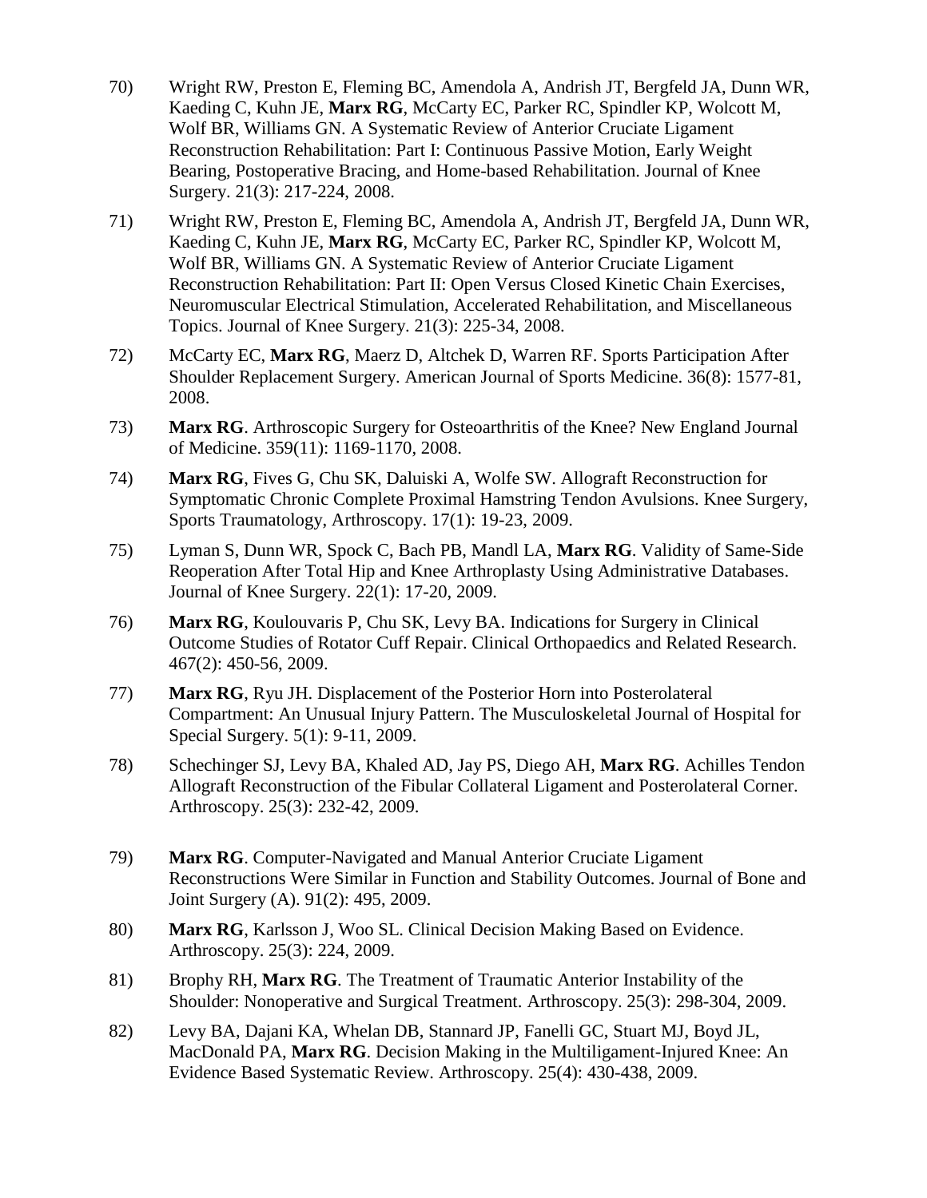70) Wright RW, Preston E, Fleming BC, Amendola A, Andrish JT, Bergfeld JA, Dunn WR, Kaeding C, Kuhn JE, **Marx RG**, McCarty EC, Parker RC, Spindler KP, Wolcott M, Wolf BR, Williams GN. A Systematic Review of Anterior Cruciate Ligament Reconstruction Rehabilitation: Part I: Continuous Passive Motion, Early Weight Bearing, Postoperative Bracing, and Home-based Rehabilitation. Journal of Knee Surgery. 21(3): 217-224, 2008.

71) Wright RW, Preston E, Fleming BC, Amendola A, Andrish JT, Bergfeld JA, Dunn WR, Kaeding C, Kuhn JE, **Marx RG**, McCarty EC, Parker RC, Spindler KP, Wolcott M, Wolf BR, Williams GN. A Systematic Review of Anterior Cruciate Ligament Reconstruction Rehabilitation: Part II: Open Versus Closed Kinetic Chain Exercises, Neuromuscular Electrical Stimulation, Accelerated Rehabilitation, and Miscellaneous Topics. Journal of Knee Surgery. 21(3): 225-34, 2008.

72) McCarty EC, **Marx RG**, Maerz D, Altchek D, Warren RF. Sports Participation After Shoulder Replacement Surgery. American Journal of Sports Medicine. 36(8): 1577-81, 2008.

73) **Marx RG**. Arthroscopic Surgery for Osteoarthritis of the Knee? New England Journal of Medicine. 359(11): 1169-1170, 2008.

74) **Marx RG**, Fives G, Chu SK, Daluiski A, Wolfe SW. Allograft Reconstruction for Symptomatic Chronic Complete Proximal Hamstring Tendon Avulsions. Knee Surgery, Sports Traumatology, Arthroscopy. 17(1): 19-23, 2009.

75) Lyman S, Dunn WR, Spock C, Bach PB, Mandl LA, **Marx RG**. Validity of Same-Side Reoperation After Total Hip and Knee Arthroplasty Using Administrative Databases. Journal of Knee Surgery. 22(1): 17-20, 2009.

76) **Marx RG**, Koulouvaris P, Chu SK, Levy BA. Indications for Surgery in Clinical Outcome Studies of Rotator Cuff Repair. Clinical Orthopaedics and Related Research. 467(2): 450-56, 2009.

77) **Marx RG**, Ryu JH. Displacement of the Posterior Horn into Posterolateral Compartment: An Unusual Injury Pattern. The Musculoskeletal Journal of Hospital for Special Surgery. 5(1): 9-11, 2009.

78) Schechinger SJ, Levy BA, Khaled AD, Jay PS, Diego AH, **Marx RG**. Achilles Tendon Allograft Reconstruction of the Fibular Collateral Ligament and Posterolateral Corner. Arthroscopy. 25(3): 232-42, 2009.

79) **Marx RG**. Computer-Navigated and Manual Anterior Cruciate Ligament Reconstructions Were Similar in Function and Stability Outcomes. Journal of Bone and Joint Surgery (A). 91(2): 495, 2009.

80) **Marx RG**, Karlsson J, Woo SL. Clinical Decision Making Based on Evidence. Arthroscopy. 25(3): 224, 2009.

81) Brophy RH, **Marx RG**. The Treatment of Traumatic Anterior Instability of the Shoulder: Nonoperative and Surgical Treatment. Arthroscopy. 25(3): 298-304, 2009.

82) Levy BA, Dajani KA, Whelan DB, Stannard JP, Fanelli GC, Stuart MJ, Boyd JL, MacDonald PA, **Marx RG**. Decision Making in the Multiligament-Injured Knee: An Evidence Based Systematic Review. Arthroscopy. 25(4): 430-438, 2009.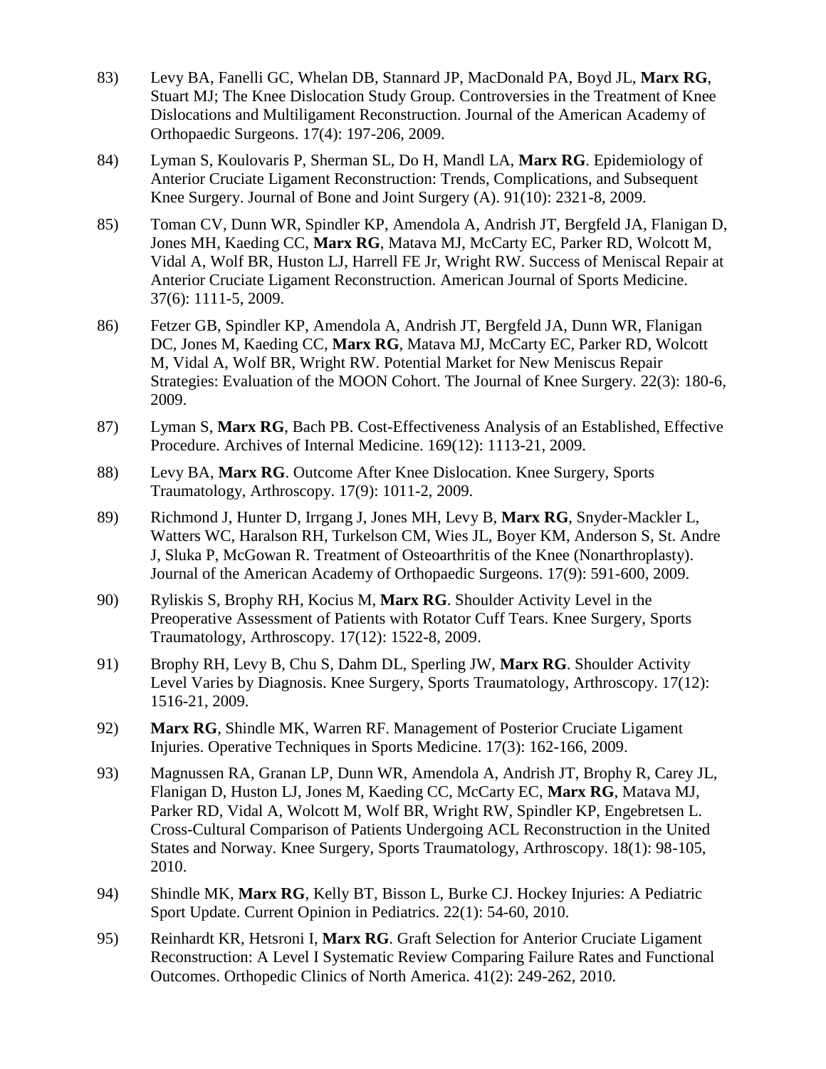83) Levy BA, Fanelli GC, Whelan DB, Stannard JP, MacDonald PA, Boyd JL, **Marx RG**, Stuart MJ; The Knee Dislocation Study Group. Controversies in the Treatment of Knee Dislocations and Multiligament Reconstruction. Journal of the American Academy of Orthopaedic Surgeons. 17(4): 197-206, 2009.

84) Lyman S, Koulovaris P, Sherman SL, Do H, Mandl LA, **Marx RG**. Epidemiology of Anterior Cruciate Ligament Reconstruction: Trends, Complications, and Subsequent Knee Surgery. Journal of Bone and Joint Surgery (A). 91(10): 2321-8, 2009.

85) Toman CV, Dunn WR, Spindler KP, Amendola A, Andrish JT, Bergfeld JA, Flanigan D, Jones MH, Kaeding CC, **Marx RG**, Matava MJ, McCarty EC, Parker RD, Wolcott M, Vidal A, Wolf BR, Huston LJ, Harrell FE Jr, Wright RW. Success of Meniscal Repair at Anterior Cruciate Ligament Reconstruction. American Journal of Sports Medicine. 37(6): 1111-5, 2009.

86) Fetzer GB, Spindler KP, Amendola A, Andrish JT, Bergfeld JA, Dunn WR, Flanigan DC, Jones M, Kaeding CC, **Marx RG**, Matava MJ, McCarty EC, Parker RD, Wolcott M, Vidal A, Wolf BR, Wright RW. Potential Market for New Meniscus Repair Strategies: Evaluation of the MOON Cohort. The Journal of Knee Surgery. 22(3): 180-6, 2009.

87) Lyman S, **Marx RG**, Bach PB. Cost-Effectiveness Analysis of an Established, Effective Procedure. Archives of Internal Medicine. 169(12): 1113-21, 2009.

88) Levy BA, **Marx RG**. Outcome After Knee Dislocation. Knee Surgery, Sports Traumatology, Arthroscopy. 17(9): 1011-2, 2009.

89) Richmond J, Hunter D, Irrgang J, Jones MH, Levy B, **Marx RG**, Snyder-Mackler L, Watters WC, Haralson RH, Turkelson CM, Wies JL, Boyer KM, Anderson S, St. Andre J, Sluka P, McGowan R. Treatment of Osteoarthritis of the Knee (Nonarthroplasty). Journal of the American Academy of Orthopaedic Surgeons. 17(9): 591-600, 2009.

90) Ryliskis S, Brophy RH, Kocius M, **Marx RG**. Shoulder Activity Level in the Preoperative Assessment of Patients with Rotator Cuff Tears. Knee Surgery, Sports Traumatology, Arthroscopy. 17(12): 1522-8, 2009.

91) Brophy RH, Levy B, Chu S, Dahm DL, Sperling JW, **Marx RG**. Shoulder Activity Level Varies by Diagnosis. Knee Surgery, Sports Traumatology, Arthroscopy. 17(12): 1516-21, 2009.

92) **Marx RG**, Shindle MK, Warren RF. Management of Posterior Cruciate Ligament Injuries. Operative Techniques in Sports Medicine. 17(3): 162-166, 2009.

93) Magnussen RA, Granan LP, Dunn WR, Amendola A, Andrish JT, Brophy R, Carey JL, Flanigan D, Huston LJ, Jones M, Kaeding CC, McCarty EC, **Marx RG**, Matava MJ, Parker RD, Vidal A, Wolcott M, Wolf BR, Wright RW, Spindler KP, Engebretsen L. Cross-Cultural Comparison of Patients Undergoing ACL Reconstruction in the United States and Norway. Knee Surgery, Sports Traumatology, Arthroscopy. 18(1): 98-105, 2010.

94) Shindle MK, **Marx RG**, Kelly BT, Bisson L, Burke CJ. Hockey Injuries: A Pediatric Sport Update. Current Opinion in Pediatrics. 22(1): 54-60, 2010.

95) Reinhardt KR, Hetsroni I, **Marx RG**. Graft Selection for Anterior Cruciate Ligament Reconstruction: A Level I Systematic Review Comparing Failure Rates and Functional Outcomes. Orthopedic Clinics of North America. 41(2): 249-262, 2010.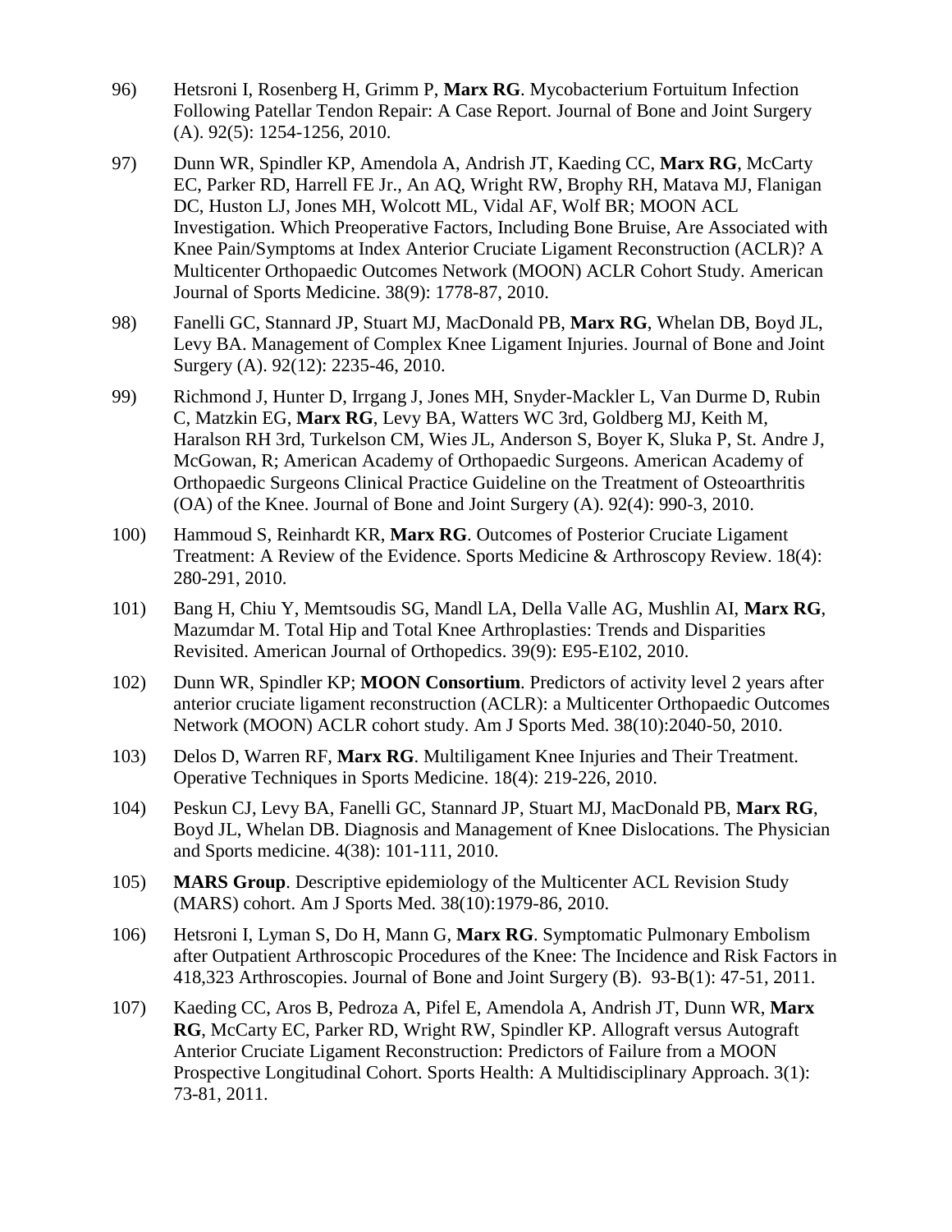96) Hetsroni I, Rosenberg H, Grimm P, **Marx RG**. Mycobacterium Fortuitum Infection Following Patellar Tendon Repair: A Case Report. Journal of Bone and Joint Surgery (A). 92(5): 1254-1256, 2010.

97) Dunn WR, Spindler KP, Amendola A, Andrish JT, Kaeding CC, **Marx RG**, McCarty EC, Parker RD, Harrell FE Jr., An AQ, Wright RW, Brophy RH, Matava MJ, Flanigan DC, Huston LJ, Jones MH, Wolcott ML, Vidal AF, Wolf BR; MOON ACL Investigation. Which Preoperative Factors, Including Bone Bruise, Are Associated with Knee Pain/Symptoms at Index Anterior Cruciate Ligament Reconstruction (ACLR)? A Multicenter Orthopaedic Outcomes Network (MOON) ACLR Cohort Study. American Journal of Sports Medicine. 38(9): 1778-87, 2010.

98) Fanelli GC, Stannard JP, Stuart MJ, MacDonald PB, **Marx RG**, Whelan DB, Boyd JL, Levy BA. Management of Complex Knee Ligament Injuries. Journal of Bone and Joint Surgery (A). 92(12): 2235-46, 2010.

99) Richmond J, Hunter D, Irrgang J, Jones MH, Snyder-Mackler L, Van Durme D, Rubin C, Matzkin EG, **Marx RG**, Levy BA, Watters WC 3rd, Goldberg MJ, Keith M, Haralson RH 3rd, Turkelson CM, Wies JL, Anderson S, Boyer K, Sluka P, St. Andre J, McGowan, R; American Academy of Orthopaedic Surgeons. American Academy of Orthopaedic Surgeons Clinical Practice Guideline on the Treatment of Osteoarthritis (OA) of the Knee. Journal of Bone and Joint Surgery (A). 92(4): 990-3, 2010.

100) Hammoud S, Reinhardt KR, **Marx RG**. Outcomes of Posterior Cruciate Ligament Treatment: A Review of the Evidence. Sports Medicine & Arthroscopy Review. 18(4): 280-291, 2010.

101) Bang H, Chiu Y, Memtsoudis SG, Mandl LA, Della Valle AG, Mushlin AI, **Marx RG**, Mazumdar M. Total Hip and Total Knee Arthroplasties: Trends and Disparities Revisited. American Journal of Orthopedics. 39(9): E95-E102, 2010.

102) Dunn WR, Spindler KP; **MOON Consortium**. Predictors of activity level 2 years after anterior cruciate ligament reconstruction (ACLR): a Multicenter Orthopaedic Outcomes Network (MOON) ACLR cohort study. Am J Sports Med. 38(10):2040-50, 2010.

103) Delos D, Warren RF, **Marx RG**. Multiligament Knee Injuries and Their Treatment. Operative Techniques in Sports Medicine. 18(4): 219-226, 2010.

104) Peskun CJ, Levy BA, Fanelli GC, Stannard JP, Stuart MJ, MacDonald PB, **Marx RG**, Boyd JL, Whelan DB. Diagnosis and Management of Knee Dislocations. The Physician and Sports medicine. 4(38): 101-111, 2010.

105) **MARS Group**. Descriptive epidemiology of the Multicenter ACL Revision Study (MARS) cohort. Am J Sports Med. 38(10):1979-86, 2010.

106) Hetsroni I, Lyman S, Do H, Mann G, **Marx RG**. Symptomatic Pulmonary Embolism after Outpatient Arthroscopic Procedures of the Knee: The Incidence and Risk Factors in 418,323 Arthroscopies. Journal of Bone and Joint Surgery (B). 93-B(1): 47-51, 2011.

107) Kaeding CC, Aros B, Pedroza A, Pifel E, Amendola A, Andrish JT, Dunn WR, **Marx RG**, McCarty EC, Parker RD, Wright RW, Spindler KP. Allograft versus Autograft Anterior Cruciate Ligament Reconstruction: Predictors of Failure from a MOON Prospective Longitudinal Cohort. Sports Health: A Multidisciplinary Approach. 3(1): 73-81, 2011.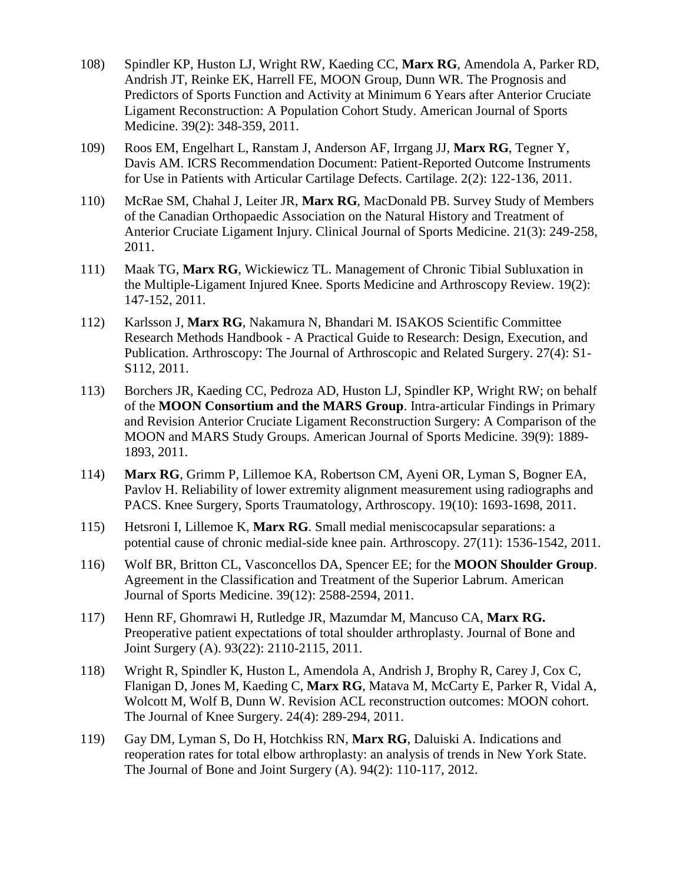108) Spindler KP, Huston LJ, Wright RW, Kaeding CC, **Marx RG**, Amendola A, Parker RD, Andrish JT, Reinke EK, Harrell FE, MOON Group, Dunn WR. The Prognosis and Predictors of Sports Function and Activity at Minimum 6 Years after Anterior Cruciate Ligament Reconstruction: A Population Cohort Study. American Journal of Sports Medicine. 39(2): 348-359, 2011.

109) Roos EM, Engelhart L, Ranstam J, Anderson AF, Irrgang JJ, **Marx RG**, Tegner Y, Davis AM. ICRS Recommendation Document: Patient-Reported Outcome Instruments for Use in Patients with Articular Cartilage Defects. Cartilage. 2(2): 122-136, 2011.

110) McRae SM, Chahal J, Leiter JR, **Marx RG**, MacDonald PB. Survey Study of Members of the Canadian Orthopaedic Association on the Natural History and Treatment of Anterior Cruciate Ligament Injury. Clinical Journal of Sports Medicine. 21(3): 249-258, 2011.

111) Maak TG, **Marx RG**, Wickiewicz TL. Management of Chronic Tibial Subluxation in the Multiple-Ligament Injured Knee. Sports Medicine and Arthroscopy Review. 19(2): 147-152, 2011.

112) Karlsson J, **Marx RG**, Nakamura N, Bhandari M. ISAKOS Scientific Committee Research Methods Handbook - A Practical Guide to Research: Design, Execution, and Publication. Arthroscopy: The Journal of Arthroscopic and Related Surgery. 27(4): S1-S112, 2011.

113) Borchers JR, Kaeding CC, Pedroza AD, Huston LJ, Spindler KP, Wright RW; on behalf of the **MOON Consortium and the MARS Group**. Intra-articular Findings in Primary and Revision Anterior Cruciate Ligament Reconstruction Surgery: A Comparison of the MOON and MARS Study Groups. American Journal of Sports Medicine. 39(9): 1889-1893, 2011.

114) **Marx RG**, Grimm P, Lillemoe KA, Robertson CM, Ayeni OR, Lyman S, Bogner EA, Pavlov H. Reliability of lower extremity alignment measurement using radiographs and PACS. Knee Surgery, Sports Traumatology, Arthroscopy. 19(10): 1693-1698, 2011.

115) Hetsroni I, Lillemoe K, **Marx RG**. Small medial meniscocapsular separations: a potential cause of chronic medial-side knee pain. Arthroscopy. 27(11): 1536-1542, 2011.

116) Wolf BR, Britton CL, Vasconcellos DA, Spencer EE; for the **MOON Shoulder Group**. Agreement in the Classification and Treatment of the Superior Labrum. American Journal of Sports Medicine. 39(12): 2588-2594, 2011.

117) Henn RF, Ghomrawi H, Rutledge JR, Mazumdar M, Mancuso CA, **Marx RG.** Preoperative patient expectations of total shoulder arthroplasty. Journal of Bone and Joint Surgery (A). 93(22): 2110-2115, 2011.

118) Wright R, Spindler K, Huston L, Amendola A, Andrish J, Brophy R, Carey J, Cox C, Flanigan D, Jones M, Kaeding C, **Marx RG**, Matava M, McCarty E, Parker R, Vidal A, Wolcott M, Wolf B, Dunn W. Revision ACL reconstruction outcomes: MOON cohort. The Journal of Knee Surgery. 24(4): 289-294, 2011.

119) Gay DM, Lyman S, Do H, Hotchkiss RN, **Marx RG**, Daluiski A. Indications and reoperation rates for total elbow arthroplasty: an analysis of trends in New York State. The Journal of Bone and Joint Surgery (A). 94(2): 110-117, 2012.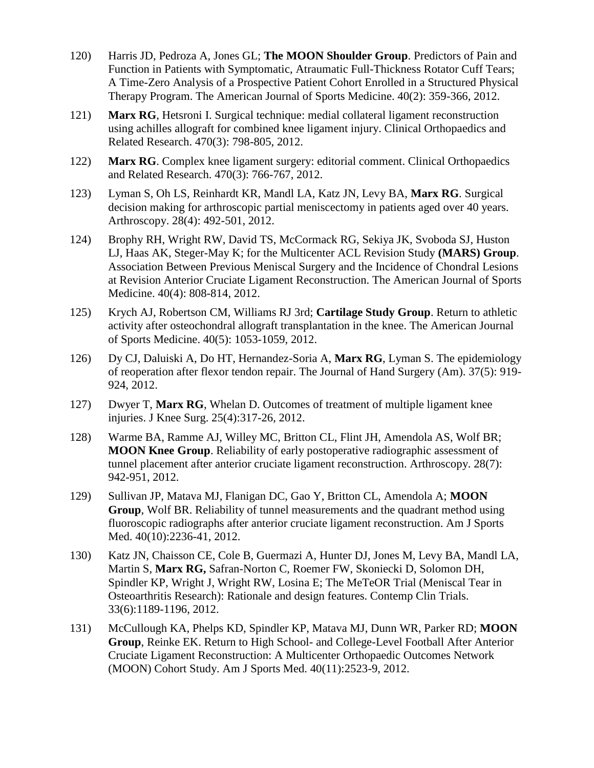120) Harris JD, Pedroza A, Jones GL; **The MOON Shoulder Group**. Predictors of Pain and Function in Patients with Symptomatic, Atraumatic Full-Thickness Rotator Cuff Tears; A Time-Zero Analysis of a Prospective Patient Cohort Enrolled in a Structured Physical Therapy Program. The American Journal of Sports Medicine. 40(2): 359-366, 2012.

121) **Marx RG**, Hetsroni I. Surgical technique: medial collateral ligament reconstruction using achilles allograft for combined knee ligament injury. Clinical Orthopaedics and Related Research. 470(3): 798-805, 2012.

122) **Marx RG**. Complex knee ligament surgery: editorial comment. Clinical Orthopaedics and Related Research. 470(3): 766-767, 2012.

123) Lyman S, Oh LS, Reinhardt KR, Mandl LA, Katz JN, Levy BA, **Marx RG**. Surgical decision making for arthroscopic partial meniscectomy in patients aged over 40 years. Arthroscopy. 28(4): 492-501, 2012.

124) Brophy RH, Wright RW, David TS, McCormack RG, Sekiya JK, Svoboda SJ, Huston LJ, Haas AK, Steger-May K; for the Multicenter ACL Revision Study **(MARS) Group**. Association Between Previous Meniscal Surgery and the Incidence of Chondral Lesions at Revision Anterior Cruciate Ligament Reconstruction. The American Journal of Sports Medicine. 40(4): 808-814, 2012.

125) Krych AJ, Robertson CM, Williams RJ 3rd; **Cartilage Study Group**. Return to athletic activity after osteochondral allograft transplantation in the knee. The American Journal of Sports Medicine. 40(5): 1053-1059, 2012.

126) Dy CJ, Daluiski A, Do HT, Hernandez-Soria A, **Marx RG**, Lyman S. The epidemiology of reoperation after flexor tendon repair. The Journal of Hand Surgery (Am). 37(5): 919-924, 2012.

127) Dwyer T, **Marx RG**, Whelan D. Outcomes of treatment of multiple ligament knee injuries. J Knee Surg. 25(4):317-26, 2012.

128) Warme BA, Ramme AJ, Willey MC, Britton CL, Flint JH, Amendola AS, Wolf BR; **MOON Knee Group**. Reliability of early postoperative radiographic assessment of tunnel placement after anterior cruciate ligament reconstruction. Arthroscopy. 28(7): 942-951, 2012.

129) Sullivan JP, Matava MJ, Flanigan DC, Gao Y, Britton CL, Amendola A; **MOON Group**, Wolf BR. Reliability of tunnel measurements and the quadrant method using fluoroscopic radiographs after anterior cruciate ligament reconstruction. Am J Sports Med. 40(10):2236-41, 2012.

130) Katz JN, Chaisson CE, Cole B, Guermazi A, Hunter DJ, Jones M, Levy BA, Mandl LA, Martin S, **Marx RG,** Safran-Norton C, Roemer FW, Skoniecki D, Solomon DH, Spindler KP, Wright J, Wright RW, Losina E; The MeTeOR Trial (Meniscal Tear in Osteoarthritis Research): Rationale and design features. Contemp Clin Trials. 33(6):1189-1196, 2012.

131) McCullough KA, Phelps KD, Spindler KP, Matava MJ, Dunn WR, Parker RD; **MOON Group**, Reinke EK. Return to High School- and College-Level Football After Anterior Cruciate Ligament Reconstruction: A Multicenter Orthopaedic Outcomes Network (MOON) Cohort Study. Am J Sports Med. 40(11):2523-9, 2012.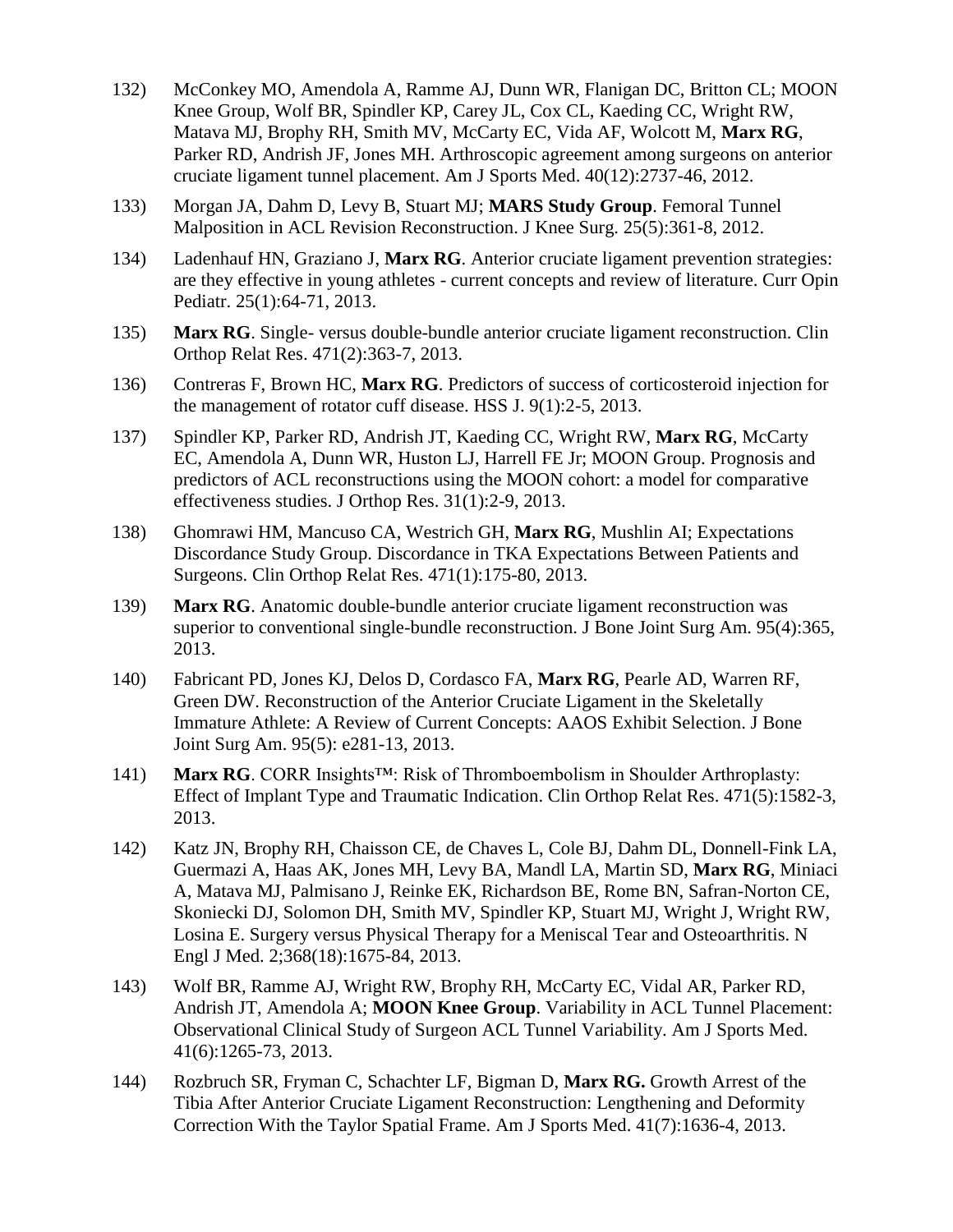132) McConkey MO, Amendola A, Ramme AJ, Dunn WR, Flanigan DC, Britton CL; MOON Knee Group, Wolf BR, Spindler KP, Carey JL, Cox CL, Kaeding CC, Wright RW, Matava MJ, Brophy RH, Smith MV, McCarty EC, Vida AF, Wolcott M, **Marx RG**, Parker RD, Andrish JF, Jones MH. Arthroscopic agreement among surgeons on anterior cruciate ligament tunnel placement. Am J Sports Med. 40(12):2737-46, 2012.

133) Morgan JA, Dahm D, Levy B, Stuart MJ; **MARS Study Group**. Femoral Tunnel Malposition in ACL Revision Reconstruction. J Knee Surg. 25(5):361-8, 2012.

134) Ladenhauf HN, Graziano J, **Marx RG**. Anterior cruciate ligament prevention strategies: are they effective in young athletes - current concepts and review of literature. Curr Opin Pediatr. 25(1):64-71, 2013.

135) **Marx RG**. Single- versus double-bundle anterior cruciate ligament reconstruction. Clin Orthop Relat Res. 471(2):363-7, 2013.

136) Contreras F, Brown HC, **Marx RG**. Predictors of success of corticosteroid injection for the management of rotator cuff disease. HSS J. 9(1):2-5, 2013.

137) Spindler KP, Parker RD, Andrish JT, Kaeding CC, Wright RW, **Marx RG**, McCarty EC, Amendola A, Dunn WR, Huston LJ, Harrell FE Jr; MOON Group. Prognosis and predictors of ACL reconstructions using the MOON cohort: a model for comparative effectiveness studies. J Orthop Res. 31(1):2-9, 2013.

138) Ghomrawi HM, Mancuso CA, Westrich GH, **Marx RG**, Mushlin AI; Expectations Discordance Study Group. Discordance in TKA Expectations Between Patients and Surgeons. Clin Orthop Relat Res. 471(1):175-80, 2013.

139) **Marx RG**. Anatomic double-bundle anterior cruciate ligament reconstruction was superior to conventional single-bundle reconstruction. J Bone Joint Surg Am. 95(4):365, 2013.

140) Fabricant PD, Jones KJ, Delos D, Cordasco FA, **Marx RG**, Pearle AD, Warren RF, Green DW. Reconstruction of the Anterior Cruciate Ligament in the Skeletally Immature Athlete: A Review of Current Concepts: AAOS Exhibit Selection. J Bone Joint Surg Am. 95(5): e281-13, 2013.

141) **Marx RG**. CORR Insights™: Risk of Thromboembolism in Shoulder Arthroplasty: Effect of Implant Type and Traumatic Indication. Clin Orthop Relat Res. 471(5):1582-3, 2013.

142) Katz JN, Brophy RH, Chaisson CE, de Chaves L, Cole BJ, Dahm DL, Donnell-Fink LA, Guermazi A, Haas AK, Jones MH, Levy BA, Mandl LA, Martin SD, **Marx RG**, Miniaci A, Matava MJ, Palmisano J, Reinke EK, Richardson BE, Rome BN, Safran-Norton CE, Skoniecki DJ, Solomon DH, Smith MV, Spindler KP, Stuart MJ, Wright J, Wright RW, Losina E. Surgery versus Physical Therapy for a Meniscal Tear and Osteoarthritis. N Engl J Med. 2;368(18):1675-84, 2013.

143) Wolf BR, Ramme AJ, Wright RW, Brophy RH, McCarty EC, Vidal AR, Parker RD, Andrish JT, Amendola A; **MOON Knee Group**. Variability in ACL Tunnel Placement: Observational Clinical Study of Surgeon ACL Tunnel Variability. Am J Sports Med. 41(6):1265-73, 2013.

144) Rozbruch SR, Fryman C, Schachter LF, Bigman D, **Marx RG.** Growth Arrest of the Tibia After Anterior Cruciate Ligament Reconstruction: Lengthening and Deformity Correction With the Taylor Spatial Frame. Am J Sports Med. 41(7):1636-4, 2013.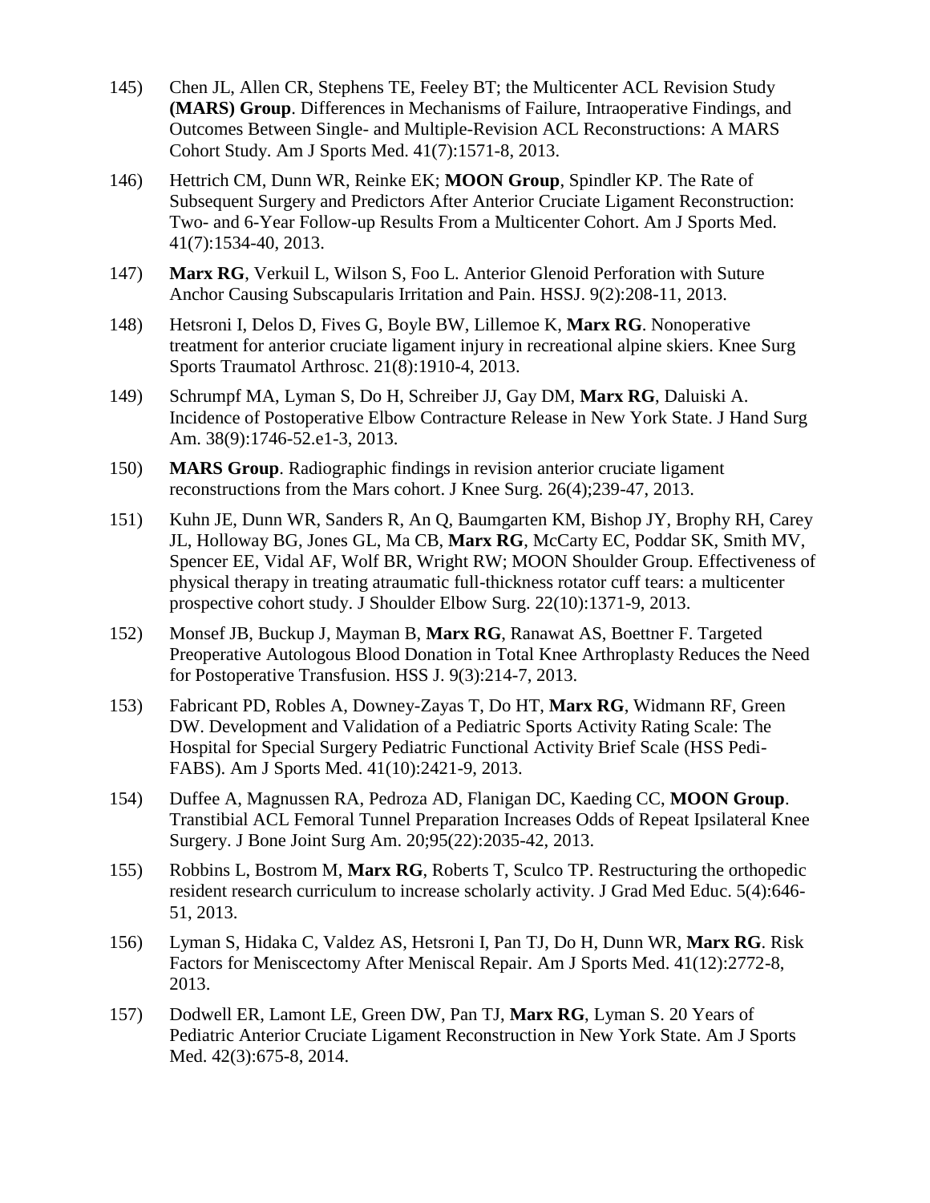145) Chen JL, Allen CR, Stephens TE, Feeley BT; the Multicenter ACL Revision Study **(MARS) Group**. Differences in Mechanisms of Failure, Intraoperative Findings, and Outcomes Between Single- and Multiple-Revision ACL Reconstructions: A MARS Cohort Study. Am J Sports Med. 41(7):1571-8, 2013.

146) Hettrich CM, Dunn WR, Reinke EK; **MOON Group**, Spindler KP. The Rate of Subsequent Surgery and Predictors After Anterior Cruciate Ligament Reconstruction: Two- and 6-Year Follow-up Results From a Multicenter Cohort. Am J Sports Med. 41(7):1534-40, 2013.

147) **Marx RG**, Verkuil L, Wilson S, Foo L. Anterior Glenoid Perforation with Suture Anchor Causing Subscapularis Irritation and Pain. HSSJ. 9(2):208-11, 2013.

148) Hetsroni I, Delos D, Fives G, Boyle BW, Lillemoe K, **Marx RG**. Nonoperative treatment for anterior cruciate ligament injury in recreational alpine skiers. Knee Surg Sports Traumatol Arthrosc. 21(8):1910-4, 2013.

149) Schrumpf MA, Lyman S, Do H, Schreiber JJ, Gay DM, **Marx RG**, Daluiski A. Incidence of Postoperative Elbow Contracture Release in New York State. J Hand Surg Am. 38(9):1746-52.e1-3, 2013.

150) **MARS Group**. Radiographic findings in revision anterior cruciate ligament reconstructions from the Mars cohort. J Knee Surg. 26(4);239-47, 2013.

151) Kuhn JE, Dunn WR, Sanders R, An Q, Baumgarten KM, Bishop JY, Brophy RH, Carey JL, Holloway BG, Jones GL, Ma CB, **Marx RG**, McCarty EC, Poddar SK, Smith MV, Spencer EE, Vidal AF, Wolf BR, Wright RW; MOON Shoulder Group. Effectiveness of physical therapy in treating atraumatic full-thickness rotator cuff tears: a multicenter prospective cohort study. J Shoulder Elbow Surg. 22(10):1371-9, 2013.

152) Monsef JB, Buckup J, Mayman B, **Marx RG**, Ranawat AS, Boettner F. Targeted Preoperative Autologous Blood Donation in Total Knee Arthroplasty Reduces the Need for Postoperative Transfusion. HSS J. 9(3):214-7, 2013.

153) Fabricant PD, Robles A, Downey-Zayas T, Do HT, **Marx RG**, Widmann RF, Green DW. Development and Validation of a Pediatric Sports Activity Rating Scale: The Hospital for Special Surgery Pediatric Functional Activity Brief Scale (HSS Pedi-FABS). Am J Sports Med. 41(10):2421-9, 2013.

154) Duffee A, Magnussen RA, Pedroza AD, Flanigan DC, Kaeding CC, **MOON Group**. Transtibial ACL Femoral Tunnel Preparation Increases Odds of Repeat Ipsilateral Knee Surgery. J Bone Joint Surg Am. 20;95(22):2035-42, 2013.

155) Robbins L, Bostrom M, **Marx RG**, Roberts T, Sculco TP. Restructuring the orthopedic resident research curriculum to increase scholarly activity. J Grad Med Educ. 5(4):646-51, 2013.

156) Lyman S, Hidaka C, Valdez AS, Hetsroni I, Pan TJ, Do H, Dunn WR, **Marx RG**. Risk Factors for Meniscectomy After Meniscal Repair. Am J Sports Med. 41(12):2772-8, 2013.

157) Dodwell ER, Lamont LE, Green DW, Pan TJ, **Marx RG**, Lyman S. 20 Years of Pediatric Anterior Cruciate Ligament Reconstruction in New York State. Am J Sports Med. 42(3):675-8, 2014.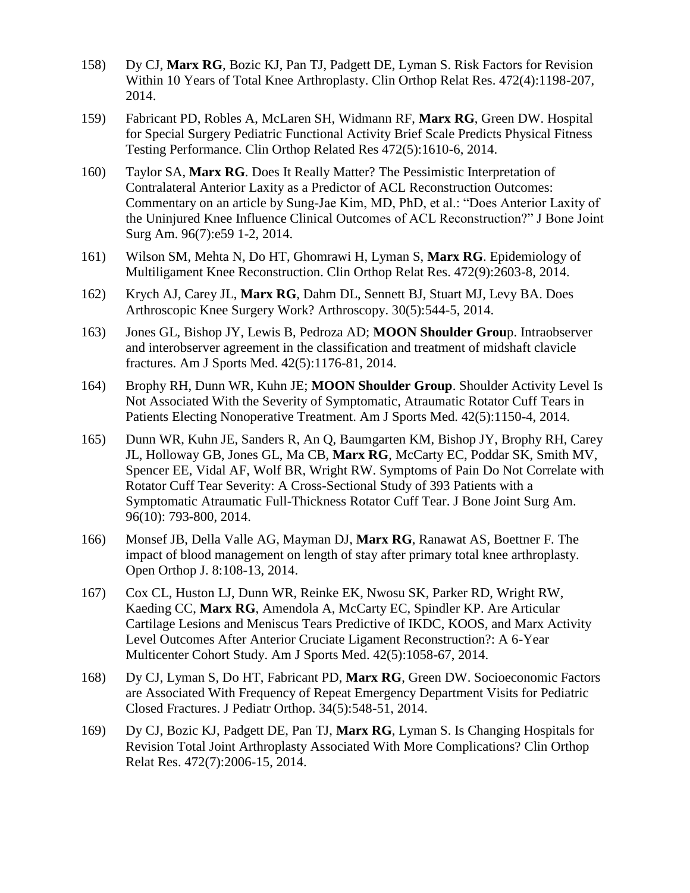158) Dy CJ, **Marx RG**, Bozic KJ, Pan TJ, Padgett DE, Lyman S. Risk Factors for Revision Within 10 Years of Total Knee Arthroplasty. Clin Orthop Relat Res. 472(4):1198-207, 2014.

159) Fabricant PD, Robles A, McLaren SH, Widmann RF, **Marx RG**, Green DW. Hospital for Special Surgery Pediatric Functional Activity Brief Scale Predicts Physical Fitness Testing Performance. Clin Orthop Related Res 472(5):1610-6, 2014.

160) Taylor SA, **Marx RG**. Does It Really Matter? The Pessimistic Interpretation of Contralateral Anterior Laxity as a Predictor of ACL Reconstruction Outcomes: Commentary on an article by Sung-Jae Kim, MD, PhD, et al.: "Does Anterior Laxity of the Uninjured Knee Influence Clinical Outcomes of ACL Reconstruction?" J Bone Joint Surg Am. 96(7):e59 1-2, 2014.

161) Wilson SM, Mehta N, Do HT, Ghomrawi H, Lyman S, **Marx RG**. Epidemiology of Multiligament Knee Reconstruction. Clin Orthop Relat Res. 472(9):2603-8, 2014.

162) Krych AJ, Carey JL, **Marx RG**, Dahm DL, Sennett BJ, Stuart MJ, Levy BA. Does Arthroscopic Knee Surgery Work? Arthroscopy. 30(5):544-5, 2014.

163) Jones GL, Bishop JY, Lewis B, Pedroza AD; **MOON Shoulder Grou**p. Intraobserver and interobserver agreement in the classification and treatment of midshaft clavicle fractures. Am J Sports Med. 42(5):1176-81, 2014.

164) Brophy RH, Dunn WR, Kuhn JE; **MOON Shoulder Group**. Shoulder Activity Level Is Not Associated With the Severity of Symptomatic, Atraumatic Rotator Cuff Tears in Patients Electing Nonoperative Treatment. Am J Sports Med. 42(5):1150-4, 2014.

165) Dunn WR, Kuhn JE, Sanders R, An Q, Baumgarten KM, Bishop JY, Brophy RH, Carey JL, Holloway GB, Jones GL, Ma CB, **Marx RG**, McCarty EC, Poddar SK, Smith MV, Spencer EE, Vidal AF, Wolf BR, Wright RW. Symptoms of Pain Do Not Correlate with Rotator Cuff Tear Severity: A Cross-Sectional Study of 393 Patients with a Symptomatic Atraumatic Full-Thickness Rotator Cuff Tear. J Bone Joint Surg Am. 96(10): 793-800, 2014.

166) Monsef JB, Della Valle AG, Mayman DJ, **Marx RG**, Ranawat AS, Boettner F. The impact of blood management on length of stay after primary total knee arthroplasty. Open Orthop J. 8:108-13, 2014.

167) Cox CL, Huston LJ, Dunn WR, Reinke EK, Nwosu SK, Parker RD, Wright RW, Kaeding CC, **Marx RG**, Amendola A, McCarty EC, Spindler KP. Are Articular Cartilage Lesions and Meniscus Tears Predictive of IKDC, KOOS, and Marx Activity Level Outcomes After Anterior Cruciate Ligament Reconstruction?: A 6-Year Multicenter Cohort Study. Am J Sports Med. 42(5):1058-67, 2014.

168) Dy CJ, Lyman S, Do HT, Fabricant PD, **Marx RG**, Green DW. Socioeconomic Factors are Associated With Frequency of Repeat Emergency Department Visits for Pediatric Closed Fractures. J Pediatr Orthop. 34(5):548-51, 2014.

169) Dy CJ, Bozic KJ, Padgett DE, Pan TJ, **Marx RG**, Lyman S. Is Changing Hospitals for Revision Total Joint Arthroplasty Associated With More Complications? Clin Orthop Relat Res. 472(7):2006-15, 2014.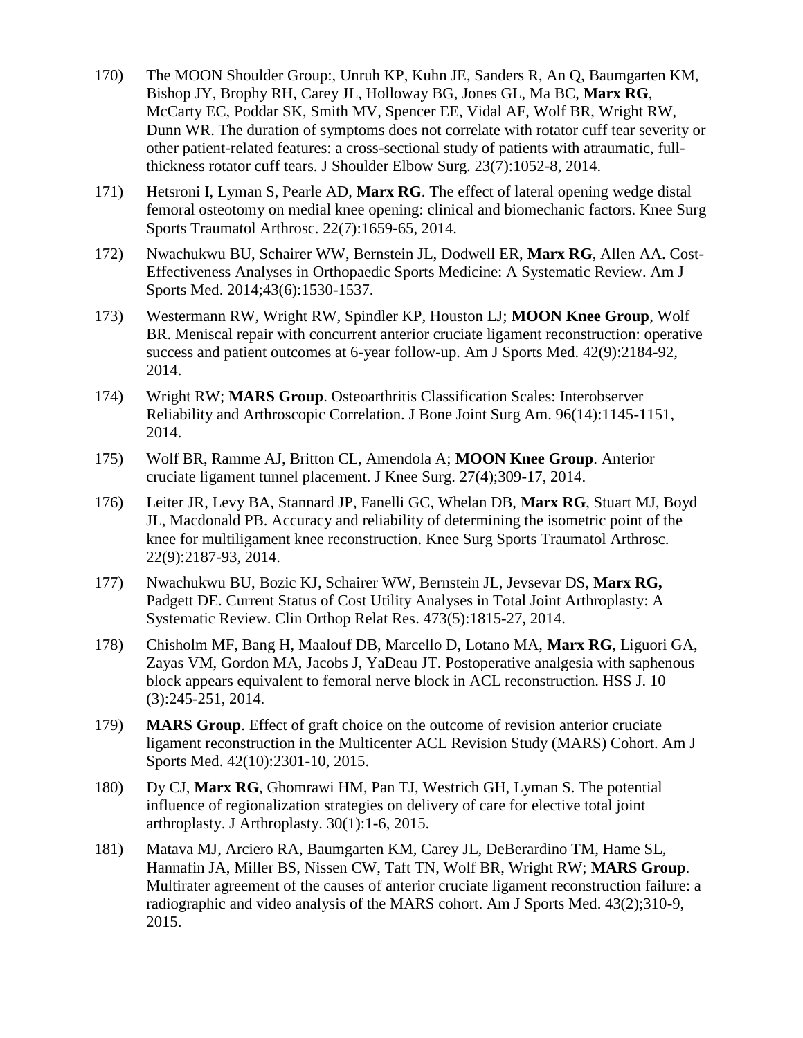170) The MOON Shoulder Group:, Unruh KP, Kuhn JE, Sanders R, An Q, Baumgarten KM, Bishop JY, Brophy RH, Carey JL, Holloway BG, Jones GL, Ma BC, **Marx RG**, McCarty EC, Poddar SK, Smith MV, Spencer EE, Vidal AF, Wolf BR, Wright RW, Dunn WR. The duration of symptoms does not correlate with rotator cuff tear severity or other patient-related features: a cross-sectional study of patients with atraumatic, full-thickness rotator cuff tears. J Shoulder Elbow Surg. 23(7):1052-8, 2014.

171) Hetsroni I, Lyman S, Pearle AD, **Marx RG**. The effect of lateral opening wedge distal femoral osteotomy on medial knee opening: clinical and biomechanic factors. Knee Surg Sports Traumatol Arthrosc. 22(7):1659-65, 2014.

172) Nwachukwu BU, Schairer WW, Bernstein JL, Dodwell ER, **Marx RG**, Allen AA. Cost-Effectiveness Analyses in Orthopaedic Sports Medicine: A Systematic Review. Am J Sports Med. 2014;43(6):1530-1537.

173) Westermann RW, Wright RW, Spindler KP, Houston LJ; **MOON Knee Group**, Wolf BR. Meniscal repair with concurrent anterior cruciate ligament reconstruction: operative success and patient outcomes at 6-year follow-up. Am J Sports Med. 42(9):2184-92, 2014.

174) Wright RW; **MARS Group**. Osteoarthritis Classification Scales: Interobserver Reliability and Arthroscopic Correlation. J Bone Joint Surg Am. 96(14):1145-1151, 2014.

175) Wolf BR, Ramme AJ, Britton CL, Amendola A; **MOON Knee Group**. Anterior cruciate ligament tunnel placement. J Knee Surg. 27(4);309-17, 2014.

176) Leiter JR, Levy BA, Stannard JP, Fanelli GC, Whelan DB, **Marx RG**, Stuart MJ, Boyd JL, Macdonald PB. Accuracy and reliability of determining the isometric point of the knee for multiligament knee reconstruction. Knee Surg Sports Traumatol Arthrosc. 22(9):2187-93, 2014.

177) Nwachukwu BU, Bozic KJ, Schairer WW, Bernstein JL, Jevsevar DS, **Marx RG,** Padgett DE. Current Status of Cost Utility Analyses in Total Joint Arthroplasty: A Systematic Review. Clin Orthop Relat Res. 473(5):1815-27, 2014.

178) Chisholm MF, Bang H, Maalouf DB, Marcello D, Lotano MA, **Marx RG**, Liguori GA, Zayas VM, Gordon MA, Jacobs J, YaDeau JT. Postoperative analgesia with saphenous block appears equivalent to femoral nerve block in ACL reconstruction. HSS J. 10 (3):245-251, 2014.

179) **MARS Group**. Effect of graft choice on the outcome of revision anterior cruciate ligament reconstruction in the Multicenter ACL Revision Study (MARS) Cohort. Am J Sports Med. 42(10):2301-10, 2015.

180) Dy CJ, **Marx RG**, Ghomrawi HM, Pan TJ, Westrich GH, Lyman S. The potential influence of regionalization strategies on delivery of care for elective total joint arthroplasty. J Arthroplasty. 30(1):1-6, 2015.

181) Matava MJ, Arciero RA, Baumgarten KM, Carey JL, DeBerardino TM, Hame SL, Hannafin JA, Miller BS, Nissen CW, Taft TN, Wolf BR, Wright RW; **MARS Group**. Multirater agreement of the causes of anterior cruciate ligament reconstruction failure: a radiographic and video analysis of the MARS cohort. Am J Sports Med. 43(2);310-9, 2015.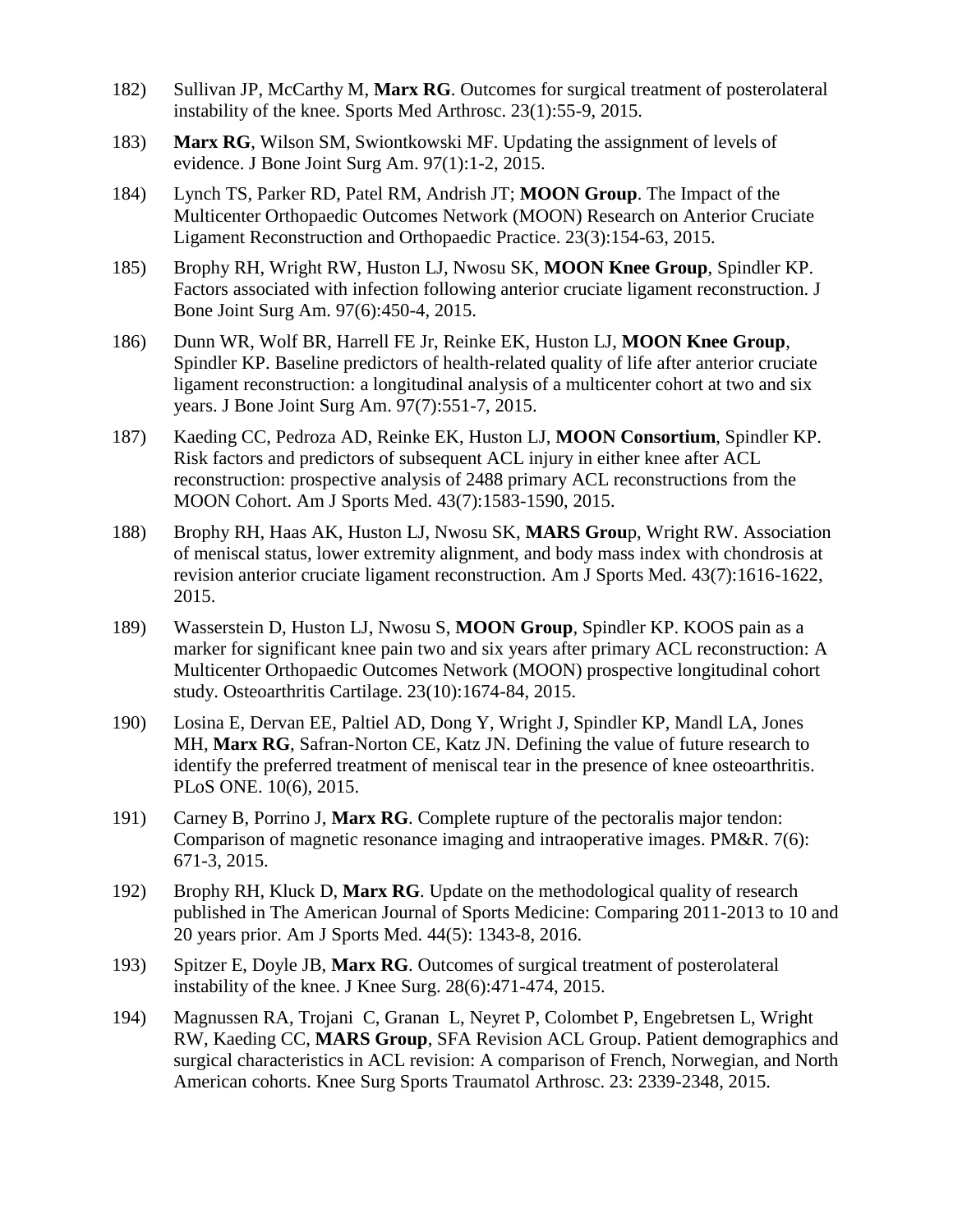182) Sullivan JP, McCarthy M, **Marx RG**. Outcomes for surgical treatment of posterolateral instability of the knee. Sports Med Arthrosc. 23(1):55-9, 2015.

183) **Marx RG**, Wilson SM, Swiontkowski MF. Updating the assignment of levels of evidence. J Bone Joint Surg Am. 97(1):1-2, 2015.

184) Lynch TS, Parker RD, Patel RM, Andrish JT; **MOON Group**. The Impact of the Multicenter Orthopaedic Outcomes Network (MOON) Research on Anterior Cruciate Ligament Reconstruction and Orthopaedic Practice. 23(3):154-63, 2015.

185) Brophy RH, Wright RW, Huston LJ, Nwosu SK, **MOON Knee Group**, Spindler KP. Factors associated with infection following anterior cruciate ligament reconstruction. J Bone Joint Surg Am. 97(6):450-4, 2015.

186) Dunn WR, Wolf BR, Harrell FE Jr, Reinke EK, Huston LJ, **MOON Knee Group**, Spindler KP. Baseline predictors of health-related quality of life after anterior cruciate ligament reconstruction: a longitudinal analysis of a multicenter cohort at two and six years. J Bone Joint Surg Am. 97(7):551-7, 2015.

187) Kaeding CC, Pedroza AD, Reinke EK, Huston LJ, **MOON Consortium**, Spindler KP. Risk factors and predictors of subsequent ACL injury in either knee after ACL reconstruction: prospective analysis of 2488 primary ACL reconstructions from the MOON Cohort. Am J Sports Med. 43(7):1583-1590, 2015.

188) Brophy RH, Haas AK, Huston LJ, Nwosu SK, **MARS Grou**p, Wright RW. Association of meniscal status, lower extremity alignment, and body mass index with chondrosis at revision anterior cruciate ligament reconstruction. Am J Sports Med. 43(7):1616-1622, 2015.

189) Wasserstein D, Huston LJ, Nwosu S, **MOON Group**, Spindler KP. KOOS pain as a marker for significant knee pain two and six years after primary ACL reconstruction: A Multicenter Orthopaedic Outcomes Network (MOON) prospective longitudinal cohort study. Osteoarthritis Cartilage. 23(10):1674-84, 2015.

190) Losina E, Dervan EE, Paltiel AD, Dong Y, Wright J, Spindler KP, Mandl LA, Jones MH, **Marx RG**, Safran-Norton CE, Katz JN. Defining the value of future research to identify the preferred treatment of meniscal tear in the presence of knee osteoarthritis. PLoS ONE. 10(6), 2015.

191) Carney B, Porrino J, **Marx RG**. Complete rupture of the pectoralis major tendon: Comparison of magnetic resonance imaging and intraoperative images. PM&R. 7(6): 671-3, 2015.

192) Brophy RH, Kluck D, **Marx RG**. Update on the methodological quality of research published in The American Journal of Sports Medicine: Comparing 2011-2013 to 10 and 20 years prior. Am J Sports Med. 44(5): 1343-8, 2016.

193) Spitzer E, Doyle JB, **Marx RG**. Outcomes of surgical treatment of posterolateral instability of the knee. J Knee Surg. 28(6):471-474, 2015.

194) Magnussen RA, Trojani C, Granan L, Neyret P, Colombet P, Engebretsen L, Wright RW, Kaeding CC, **MARS Group**, SFA Revision ACL Group. Patient demographics and surgical characteristics in ACL revision: A comparison of French, Norwegian, and North American cohorts. Knee Surg Sports Traumatol Arthrosc. 23: 2339-2348, 2015.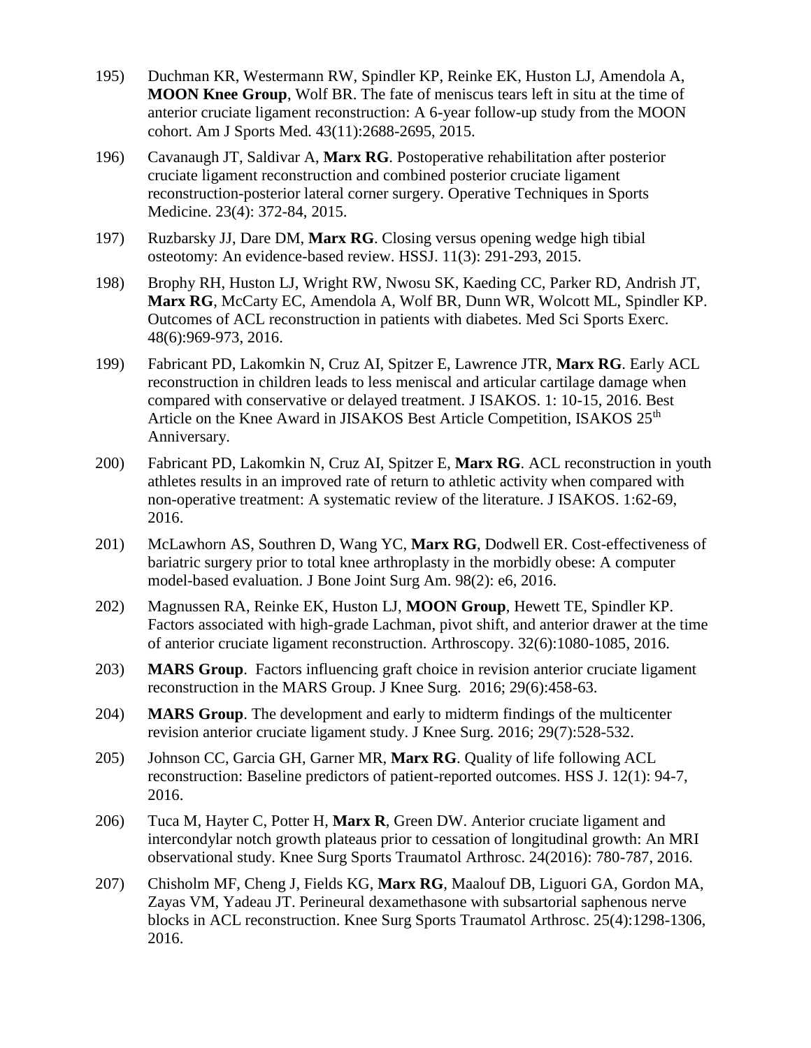195) Duchman KR, Westermann RW, Spindler KP, Reinke EK, Huston LJ, Amendola A, **MOON Knee Group**, Wolf BR. The fate of meniscus tears left in situ at the time of anterior cruciate ligament reconstruction: A 6-year follow-up study from the MOON cohort. Am J Sports Med. 43(11):2688-2695, 2015.

196) Cavanaugh JT, Saldivar A, **Marx RG**. Postoperative rehabilitation after posterior cruciate ligament reconstruction and combined posterior cruciate ligament reconstruction-posterior lateral corner surgery. Operative Techniques in Sports Medicine. 23(4): 372-84, 2015.

197) Ruzbarsky JJ, Dare DM, **Marx RG**. Closing versus opening wedge high tibial osteotomy: An evidence-based review. HSSJ. 11(3): 291-293, 2015.

198) Brophy RH, Huston LJ, Wright RW, Nwosu SK, Kaeding CC, Parker RD, Andrish JT, **Marx RG**, McCarty EC, Amendola A, Wolf BR, Dunn WR, Wolcott ML, Spindler KP. Outcomes of ACL reconstruction in patients with diabetes. Med Sci Sports Exerc. 48(6):969-973, 2016.

199) Fabricant PD, Lakomkin N, Cruz AI, Spitzer E, Lawrence JTR, **Marx RG**. Early ACL reconstruction in children leads to less meniscal and articular cartilage damage when compared with conservative or delayed treatment. J ISAKOS. 1: 10-15, 2016. Best Article on the Knee Award in JISAKOS Best Article Competition, ISAKOS 25th Anniversary.

200) Fabricant PD, Lakomkin N, Cruz AI, Spitzer E, **Marx RG**. ACL reconstruction in youth athletes results in an improved rate of return to athletic activity when compared with non-operative treatment: A systematic review of the literature. J ISAKOS. 1:62-69, 2016.

201) McLawhorn AS, Southren D, Wang YC, **Marx RG**, Dodwell ER. Cost-effectiveness of bariatric surgery prior to total knee arthroplasty in the morbidly obese: A computer model-based evaluation. J Bone Joint Surg Am. 98(2): e6, 2016.

202) Magnussen RA, Reinke EK, Huston LJ, **MOON Group**, Hewett TE, Spindler KP. Factors associated with high-grade Lachman, pivot shift, and anterior drawer at the time of anterior cruciate ligament reconstruction. Arthroscopy. 32(6):1080-1085, 2016.

203) **MARS Group**. Factors influencing graft choice in revision anterior cruciate ligament reconstruction in the MARS Group. J Knee Surg. 2016; 29(6):458-63.

204) **MARS Group**. The development and early to midterm findings of the multicenter revision anterior cruciate ligament study. J Knee Surg. 2016; 29(7):528-532.

205) Johnson CC, Garcia GH, Garner MR, **Marx RG**. Quality of life following ACL reconstruction: Baseline predictors of patient-reported outcomes. HSS J. 12(1): 94-7, 2016.

206) Tuca M, Hayter C, Potter H, **Marx R**, Green DW. Anterior cruciate ligament and intercondylar notch growth plateaus prior to cessation of longitudinal growth: An MRI observational study. Knee Surg Sports Traumatol Arthrosc. 24(2016): 780-787, 2016.

207) Chisholm MF, Cheng J, Fields KG, **Marx RG**, Maalouf DB, Liguori GA, Gordon MA, Zayas VM, Yadeau JT. Perineural dexamethasone with subsartorial saphenous nerve blocks in ACL reconstruction. Knee Surg Sports Traumatol Arthrosc. 25(4):1298-1306, 2016.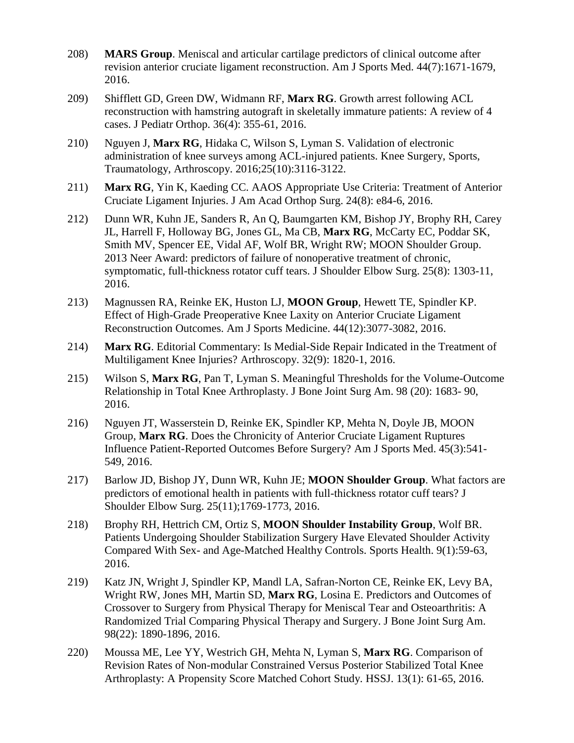208) **MARS Group**. Meniscal and articular cartilage predictors of clinical outcome after revision anterior cruciate ligament reconstruction. Am J Sports Med. 44(7):1671-1679, 2016.

209) Shifflett GD, Green DW, Widmann RF, **Marx RG**. Growth arrest following ACL reconstruction with hamstring autograft in skeletally immature patients: A review of 4 cases. J Pediatr Orthop. 36(4): 355-61, 2016.

210) Nguyen J, **Marx RG**, Hidaka C, Wilson S, Lyman S. Validation of electronic administration of knee surveys among ACL-injured patients. Knee Surgery, Sports, Traumatology, Arthroscopy. 2016;25(10):3116-3122.

211) **Marx RG**, Yin K, Kaeding CC. AAOS Appropriate Use Criteria: Treatment of Anterior Cruciate Ligament Injuries. J Am Acad Orthop Surg. 24(8): e84-6, 2016.

212) Dunn WR, Kuhn JE, Sanders R, An Q, Baumgarten KM, Bishop JY, Brophy RH, Carey JL, Harrell F, Holloway BG, Jones GL, Ma CB, **Marx RG**, McCarty EC, Poddar SK, Smith MV, Spencer EE, Vidal AF, Wolf BR, Wright RW; MOON Shoulder Group. 2013 Neer Award: predictors of failure of nonoperative treatment of chronic, symptomatic, full-thickness rotator cuff tears. J Shoulder Elbow Surg. 25(8): 1303-11, 2016.

213) Magnussen RA, Reinke EK, Huston LJ, **MOON Group**, Hewett TE, Spindler KP. Effect of High-Grade Preoperative Knee Laxity on Anterior Cruciate Ligament Reconstruction Outcomes. Am J Sports Medicine. 44(12):3077-3082, 2016.

214) **Marx RG**. Editorial Commentary: Is Medial-Side Repair Indicated in the Treatment of Multiligament Knee Injuries? Arthroscopy. 32(9): 1820-1, 2016.

215) Wilson S, **Marx RG**, Pan T, Lyman S. Meaningful Thresholds for the Volume-Outcome Relationship in Total Knee Arthroplasty. J Bone Joint Surg Am. 98 (20): 1683- 90, 2016.

216) Nguyen JT, Wasserstein D, Reinke EK, Spindler KP, Mehta N, Doyle JB, MOON Group, **Marx RG**. Does the Chronicity of Anterior Cruciate Ligament Ruptures Influence Patient-Reported Outcomes Before Surgery? Am J Sports Med. 45(3):541-549, 2016.

217) Barlow JD, Bishop JY, Dunn WR, Kuhn JE; **MOON Shoulder Group**. What factors are predictors of emotional health in patients with full-thickness rotator cuff tears? J Shoulder Elbow Surg. 25(11);1769-1773, 2016.

218) Brophy RH, Hettrich CM, Ortiz S, **MOON Shoulder Instability Group**, Wolf BR. Patients Undergoing Shoulder Stabilization Surgery Have Elevated Shoulder Activity Compared With Sex- and Age-Matched Healthy Controls. Sports Health. 9(1):59-63, 2016.

219) Katz JN, Wright J, Spindler KP, Mandl LA, Safran-Norton CE, Reinke EK, Levy BA, Wright RW, Jones MH, Martin SD, **Marx RG**, Losina E. Predictors and Outcomes of Crossover to Surgery from Physical Therapy for Meniscal Tear and Osteoarthritis: A Randomized Trial Comparing Physical Therapy and Surgery. J Bone Joint Surg Am. 98(22): 1890-1896, 2016.

220) Moussa ME, Lee YY, Westrich GH, Mehta N, Lyman S, **Marx RG**. Comparison of Revision Rates of Non-modular Constrained Versus Posterior Stabilized Total Knee Arthroplasty: A Propensity Score Matched Cohort Study. HSSJ. 13(1): 61-65, 2016.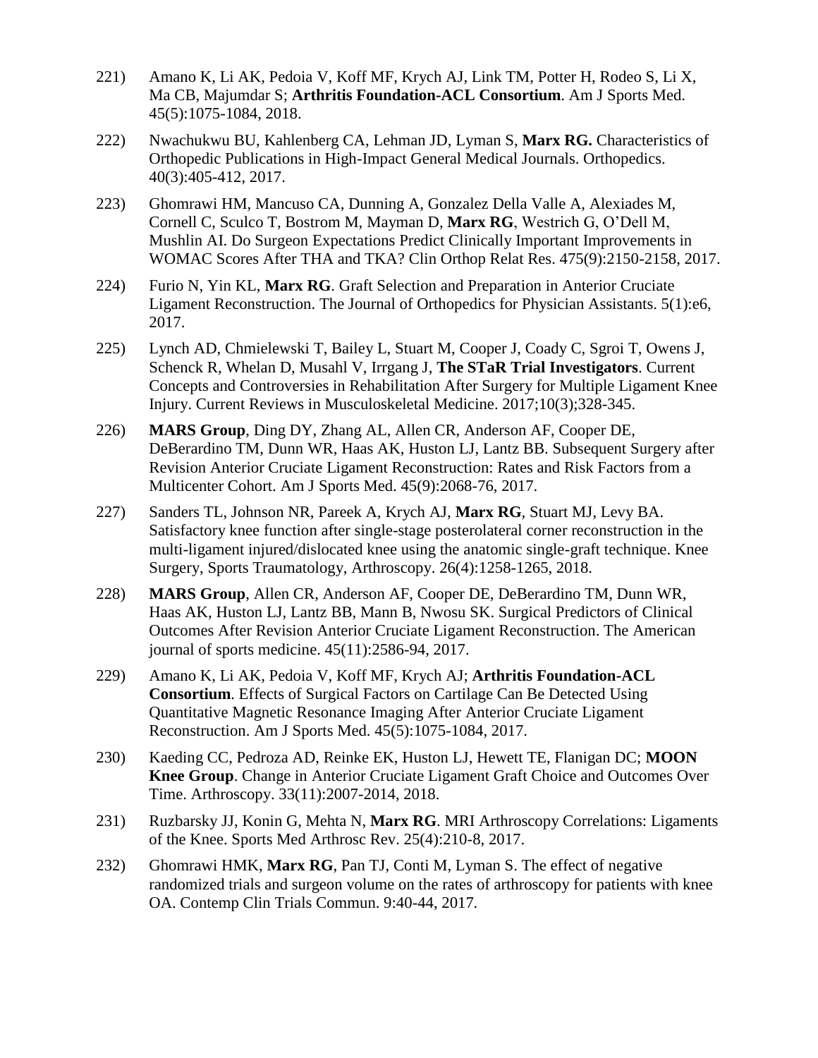221) Amano K, Li AK, Pedoia V, Koff MF, Krych AJ, Link TM, Potter H, Rodeo S, Li X, Ma CB, Majumdar S; **Arthritis Foundation-ACL Consortium**. Am J Sports Med. 45(5):1075-1084, 2018.

222) Nwachukwu BU, Kahlenberg CA, Lehman JD, Lyman S, **Marx RG.** Characteristics of Orthopedic Publications in High-Impact General Medical Journals. Orthopedics. 40(3):405-412, 2017.

223) Ghomrawi HM, Mancuso CA, Dunning A, Gonzalez Della Valle A, Alexiades M, Cornell C, Sculco T, Bostrom M, Mayman D, **Marx RG**, Westrich G, O'Dell M, Mushlin AI. Do Surgeon Expectations Predict Clinically Important Improvements in WOMAC Scores After THA and TKA? Clin Orthop Relat Res. 475(9):2150-2158, 2017.

224) Furio N, Yin KL, **Marx RG**. Graft Selection and Preparation in Anterior Cruciate Ligament Reconstruction. The Journal of Orthopedics for Physician Assistants. 5(1):e6, 2017.

225) Lynch AD, Chmielewski T, Bailey L, Stuart M, Cooper J, Coady C, Sgroi T, Owens J, Schenck R, Whelan D, Musahl V, Irrgang J, **The STaR Trial Investigators**. Current Concepts and Controversies in Rehabilitation After Surgery for Multiple Ligament Knee Injury. Current Reviews in Musculoskeletal Medicine. 2017;10(3);328-345.

226) **MARS Group**, Ding DY, Zhang AL, Allen CR, Anderson AF, Cooper DE, DeBerardino TM, Dunn WR, Haas AK, Huston LJ, Lantz BB. Subsequent Surgery after Revision Anterior Cruciate Ligament Reconstruction: Rates and Risk Factors from a Multicenter Cohort. Am J Sports Med. 45(9):2068-76, 2017.

227) Sanders TL, Johnson NR, Pareek A, Krych AJ, **Marx RG**, Stuart MJ, Levy BA. Satisfactory knee function after single-stage posterolateral corner reconstruction in the multi-ligament injured/dislocated knee using the anatomic single-graft technique. Knee Surgery, Sports Traumatology, Arthroscopy. 26(4):1258-1265, 2018.

228) **MARS Group**, Allen CR, Anderson AF, Cooper DE, DeBerardino TM, Dunn WR, Haas AK, Huston LJ, Lantz BB, Mann B, Nwosu SK. Surgical Predictors of Clinical Outcomes After Revision Anterior Cruciate Ligament Reconstruction. The American journal of sports medicine. 45(11):2586-94, 2017.

229) Amano K, Li AK, Pedoia V, Koff MF, Krych AJ; **Arthritis Foundation-ACL Consortium**. Effects of Surgical Factors on Cartilage Can Be Detected Using Quantitative Magnetic Resonance Imaging After Anterior Cruciate Ligament Reconstruction. Am J Sports Med. 45(5):1075-1084, 2017.

230) Kaeding CC, Pedroza AD, Reinke EK, Huston LJ, Hewett TE, Flanigan DC; **MOON Knee Group**. Change in Anterior Cruciate Ligament Graft Choice and Outcomes Over Time. Arthroscopy. 33(11):2007-2014, 2018.

231) Ruzbarsky JJ, Konin G, Mehta N, **Marx RG**. MRI Arthroscopy Correlations: Ligaments of the Knee. Sports Med Arthrosc Rev. 25(4):210-8, 2017.

232) Ghomrawi HMK, **Marx RG**, Pan TJ, Conti M, Lyman S. The effect of negative randomized trials and surgeon volume on the rates of arthroscopy for patients with knee OA. Contemp Clin Trials Commun. 9:40-44, 2017.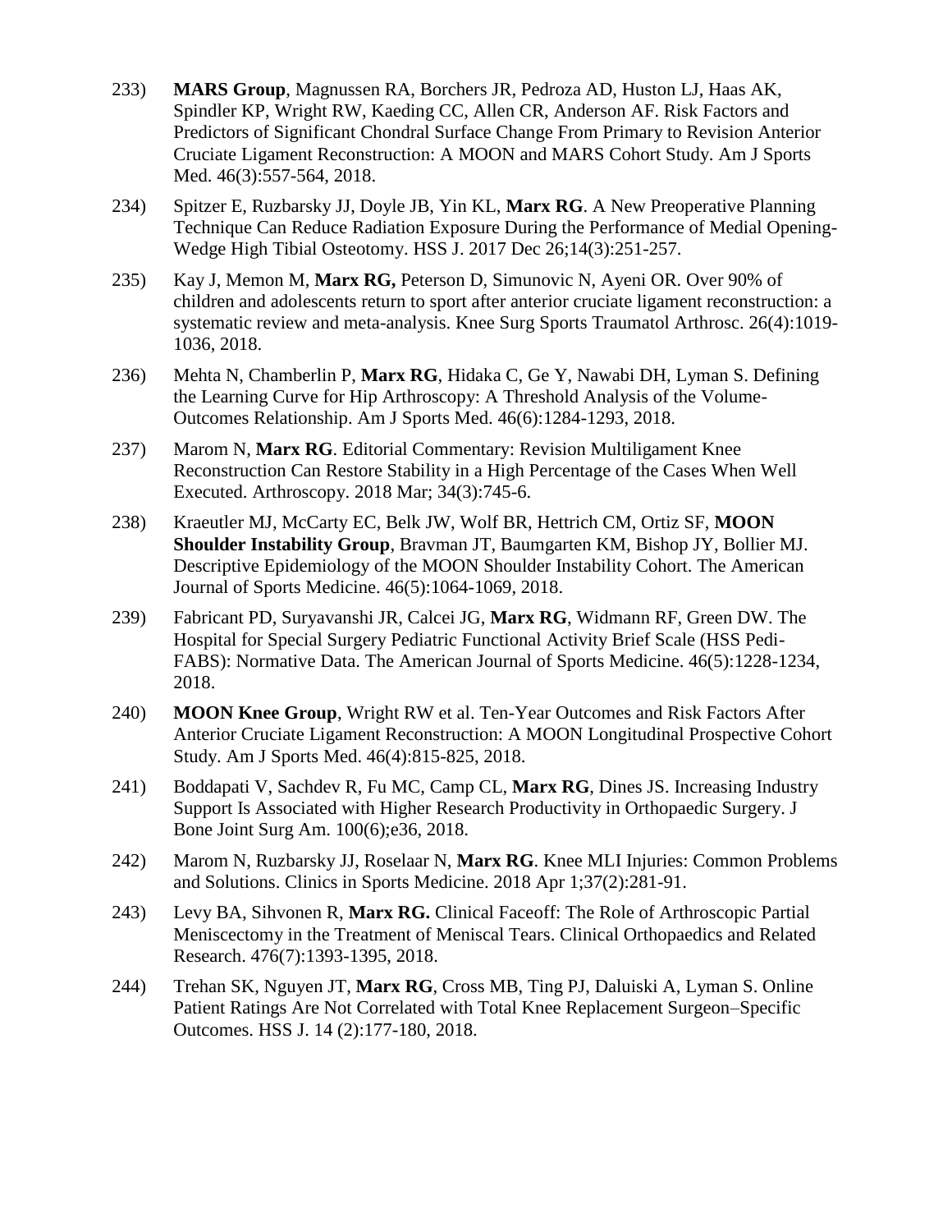233) **MARS Group**, Magnussen RA, Borchers JR, Pedroza AD, Huston LJ, Haas AK, Spindler KP, Wright RW, Kaeding CC, Allen CR, Anderson AF. Risk Factors and Predictors of Significant Chondral Surface Change From Primary to Revision Anterior Cruciate Ligament Reconstruction: A MOON and MARS Cohort Study. Am J Sports Med. 46(3):557-564, 2018.

234) Spitzer E, Ruzbarsky JJ, Doyle JB, Yin KL, **Marx RG**. A New Preoperative Planning Technique Can Reduce Radiation Exposure During the Performance of Medial Opening-Wedge High Tibial Osteotomy. HSS J. 2017 Dec 26;14(3):251-257.

235) Kay J, Memon M, **Marx RG,** Peterson D, Simunovic N, Ayeni OR. Over 90% of children and adolescents return to sport after anterior cruciate ligament reconstruction: a systematic review and meta-analysis. Knee Surg Sports Traumatol Arthrosc. 26(4):1019-1036, 2018.

236) Mehta N, Chamberlin P, **Marx RG**, Hidaka C, Ge Y, Nawabi DH, Lyman S. Defining the Learning Curve for Hip Arthroscopy: A Threshold Analysis of the Volume-Outcomes Relationship. Am J Sports Med. 46(6):1284-1293, 2018.

237) Marom N, **Marx RG**. Editorial Commentary: Revision Multiligament Knee Reconstruction Can Restore Stability in a High Percentage of the Cases When Well Executed. Arthroscopy. 2018 Mar; 34(3):745-6.

238) Kraeutler MJ, McCarty EC, Belk JW, Wolf BR, Hettrich CM, Ortiz SF, **MOON Shoulder Instability Group**, Bravman JT, Baumgarten KM, Bishop JY, Bollier MJ. Descriptive Epidemiology of the MOON Shoulder Instability Cohort. The American Journal of Sports Medicine. 46(5):1064-1069, 2018.

239) Fabricant PD, Suryavanshi JR, Calcei JG, **Marx RG**, Widmann RF, Green DW. The Hospital for Special Surgery Pediatric Functional Activity Brief Scale (HSS Pedi-FABS): Normative Data. The American Journal of Sports Medicine. 46(5):1228-1234, 2018.

240) **MOON Knee Group**, Wright RW et al. Ten-Year Outcomes and Risk Factors After Anterior Cruciate Ligament Reconstruction: A MOON Longitudinal Prospective Cohort Study. Am J Sports Med. 46(4):815-825, 2018.

241) Boddapati V, Sachdev R, Fu MC, Camp CL, **Marx RG**, Dines JS. Increasing Industry Support Is Associated with Higher Research Productivity in Orthopaedic Surgery. J Bone Joint Surg Am. 100(6);e36, 2018.

242) Marom N, Ruzbarsky JJ, Roselaar N, **Marx RG**. Knee MLI Injuries: Common Problems and Solutions. Clinics in Sports Medicine. 2018 Apr 1;37(2):281-91.

243) Levy BA, Sihvonen R, **Marx RG.** Clinical Faceoff: The Role of Arthroscopic Partial Meniscectomy in the Treatment of Meniscal Tears. Clinical Orthopaedics and Related Research. 476(7):1393-1395, 2018.

244) Trehan SK, Nguyen JT, **Marx RG**, Cross MB, Ting PJ, Daluiski A, Lyman S. Online Patient Ratings Are Not Correlated with Total Knee Replacement Surgeon–Specific Outcomes. HSS J. 14 (2):177-180, 2018.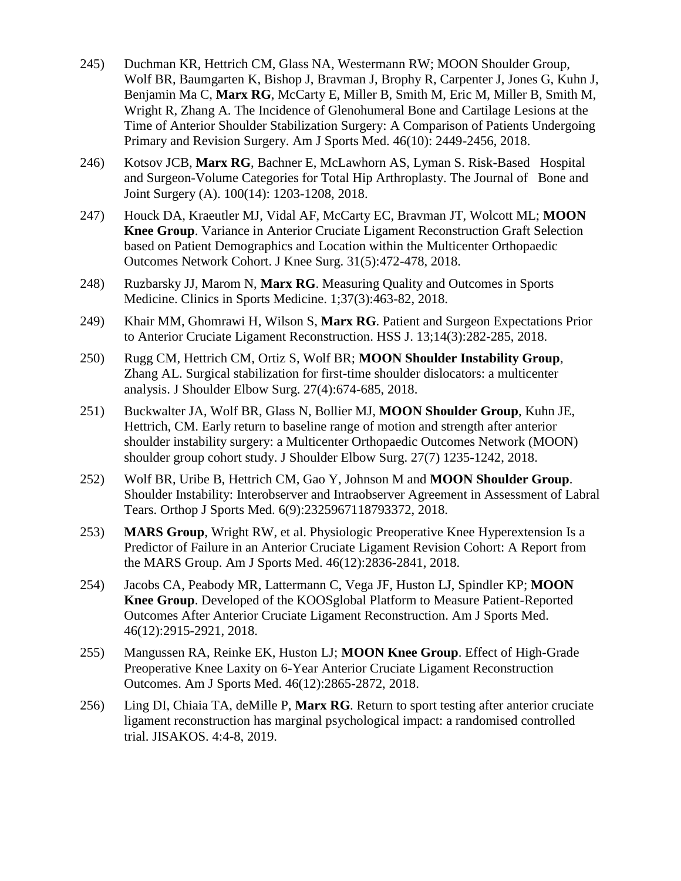245) Duchman KR, Hettrich CM, Glass NA, Westermann RW; MOON Shoulder Group, Wolf BR, Baumgarten K, Bishop J, Bravman J, Brophy R, Carpenter J, Jones G, Kuhn J, Benjamin Ma C, **Marx RG**, McCarty E, Miller B, Smith M, Eric M, Miller B, Smith M, Wright R, Zhang A. The Incidence of Glenohumeral Bone and Cartilage Lesions at the Time of Anterior Shoulder Stabilization Surgery: A Comparison of Patients Undergoing Primary and Revision Surgery. Am J Sports Med. 46(10): 2449-2456, 2018.

246) Kotsov JCB, **Marx RG**, Bachner E, McLawhorn AS, Lyman S. Risk-Based Hospital and Surgeon-Volume Categories for Total Hip Arthroplasty. The Journal of Bone and Joint Surgery (A). 100(14): 1203-1208, 2018.

247) Houck DA, Kraeutler MJ, Vidal AF, McCarty EC, Bravman JT, Wolcott ML; **MOON Knee Group**. Variance in Anterior Cruciate Ligament Reconstruction Graft Selection based on Patient Demographics and Location within the Multicenter Orthopaedic Outcomes Network Cohort. J Knee Surg. 31(5):472-478, 2018.

248) Ruzbarsky JJ, Marom N, **Marx RG**. Measuring Quality and Outcomes in Sports Medicine. Clinics in Sports Medicine. 1;37(3):463-82, 2018.

249) Khair MM, Ghomrawi H, Wilson S, **Marx RG**. Patient and Surgeon Expectations Prior to Anterior Cruciate Ligament Reconstruction. HSS J. 13;14(3):282-285, 2018.

250) Rugg CM, Hettrich CM, Ortiz S, Wolf BR; **MOON Shoulder Instability Group**, Zhang AL. Surgical stabilization for first-time shoulder dislocators: a multicenter analysis. J Shoulder Elbow Surg. 27(4):674-685, 2018.

251) Buckwalter JA, Wolf BR, Glass N, Bollier MJ, **MOON Shoulder Group**, Kuhn JE, Hettrich, CM. Early return to baseline range of motion and strength after anterior shoulder instability surgery: a Multicenter Orthopaedic Outcomes Network (MOON) shoulder group cohort study. J Shoulder Elbow Surg. 27(7) 1235-1242, 2018.

252) Wolf BR, Uribe B, Hettrich CM, Gao Y, Johnson M and **MOON Shoulder Group**. Shoulder Instability: Interobserver and Intraobserver Agreement in Assessment of Labral Tears. Orthop J Sports Med. 6(9):2325967118793372, 2018.

253) **MARS Group**, Wright RW, et al. Physiologic Preoperative Knee Hyperextension Is a Predictor of Failure in an Anterior Cruciate Ligament Revision Cohort: A Report from the MARS Group. Am J Sports Med. 46(12):2836-2841, 2018.

254) Jacobs CA, Peabody MR, Lattermann C, Vega JF, Huston LJ, Spindler KP; **MOON Knee Group**. Developed of the KOOSglobal Platform to Measure Patient-Reported Outcomes After Anterior Cruciate Ligament Reconstruction. Am J Sports Med. 46(12):2915-2921, 2018.

255) Mangussen RA, Reinke EK, Huston LJ; **MOON Knee Group**. Effect of High-Grade Preoperative Knee Laxity on 6-Year Anterior Cruciate Ligament Reconstruction Outcomes. Am J Sports Med. 46(12):2865-2872, 2018.

256) Ling DI, Chiaia TA, deMille P, **Marx RG**. Return to sport testing after anterior cruciate ligament reconstruction has marginal psychological impact: a randomised controlled trial. JISAKOS. 4:4-8, 2019.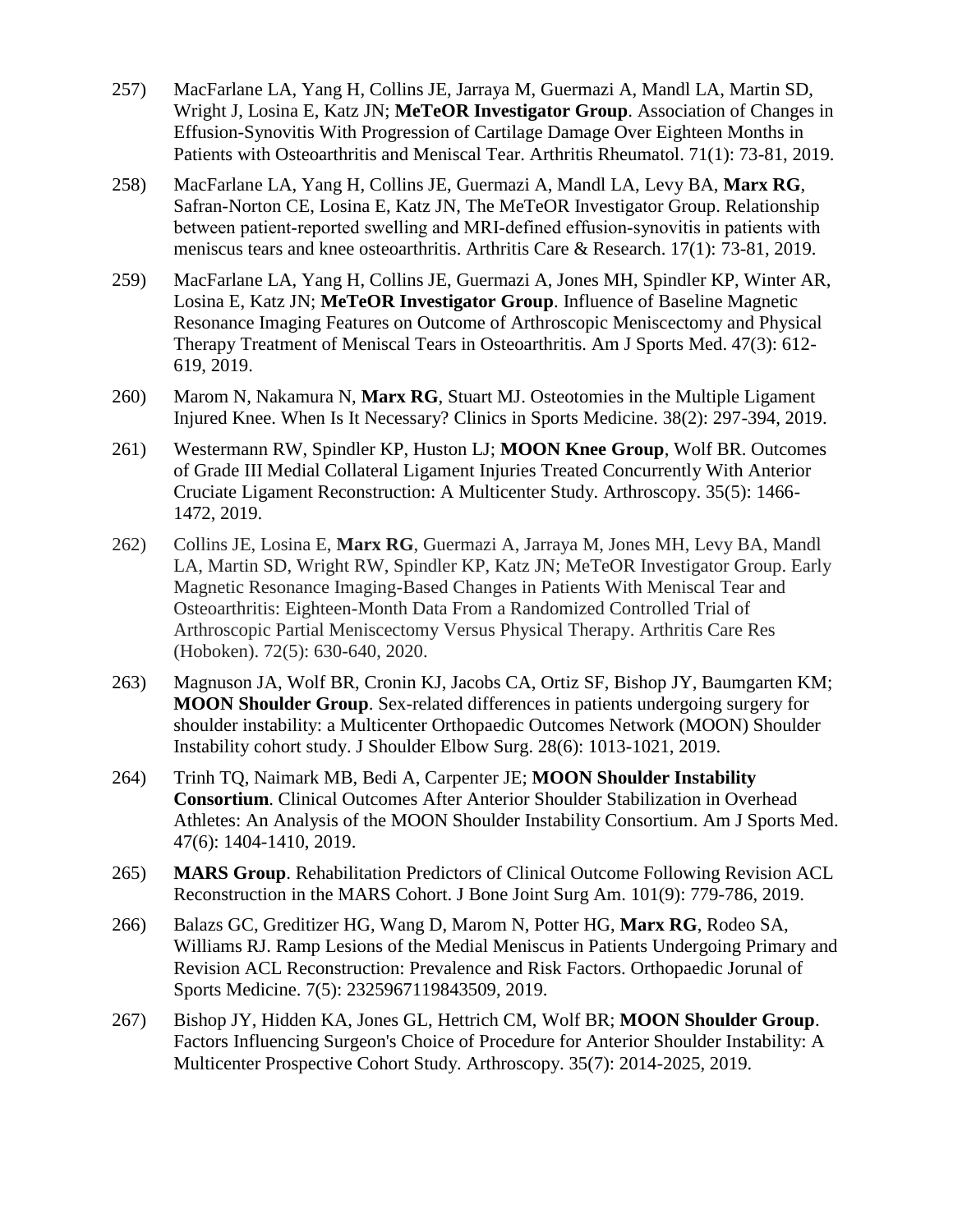257) MacFarlane LA, Yang H, Collins JE, Jarraya M, Guermazi A, Mandl LA, Martin SD, Wright J, Losina E, Katz JN; **MeTeOR Investigator Group**. Association of Changes in Effusion-Synovitis With Progression of Cartilage Damage Over Eighteen Months in Patients with Osteoarthritis and Meniscal Tear. Arthritis Rheumatol. 71(1): 73-81, 2019.

258) MacFarlane LA, Yang H, Collins JE, Guermazi A, Mandl LA, Levy BA, **Marx RG**, Safran-Norton CE, Losina E, Katz JN, The MeTeOR Investigator Group. Relationship between patient-reported swelling and MRI-defined effusion-synovitis in patients with meniscus tears and knee osteoarthritis. Arthritis Care & Research. 17(1): 73-81, 2019.

259) MacFarlane LA, Yang H, Collins JE, Guermazi A, Jones MH, Spindler KP, Winter AR, Losina E, Katz JN; **MeTeOR Investigator Group**. Influence of Baseline Magnetic Resonance Imaging Features on Outcome of Arthroscopic Meniscectomy and Physical Therapy Treatment of Meniscal Tears in Osteoarthritis. Am J Sports Med. 47(3): 612-619, 2019.

260) Marom N, Nakamura N, **Marx RG**, Stuart MJ. Osteotomies in the Multiple Ligament Injured Knee. When Is It Necessary? Clinics in Sports Medicine. 38(2): 297-394, 2019.

261) Westermann RW, Spindler KP, Huston LJ; **MOON Knee Group**, Wolf BR. Outcomes of Grade III Medial Collateral Ligament Injuries Treated Concurrently With Anterior Cruciate Ligament Reconstruction: A Multicenter Study. Arthroscopy. 35(5): 1466-1472, 2019.

262) Collins JE, Losina E, **Marx RG**, Guermazi A, Jarraya M, Jones MH, Levy BA, Mandl LA, Martin SD, Wright RW, Spindler KP, Katz JN; MeTeOR Investigator Group. Early Magnetic Resonance Imaging-Based Changes in Patients With Meniscal Tear and Osteoarthritis: Eighteen-Month Data From a Randomized Controlled Trial of Arthroscopic Partial Meniscectomy Versus Physical Therapy. Arthritis Care Res (Hoboken). 72(5): 630-640, 2020.

263) Magnuson JA, Wolf BR, Cronin KJ, Jacobs CA, Ortiz SF, Bishop JY, Baumgarten KM; **MOON Shoulder Group**. Sex-related differences in patients undergoing surgery for shoulder instability: a Multicenter Orthopaedic Outcomes Network (MOON) Shoulder Instability cohort study. J Shoulder Elbow Surg. 28(6): 1013-1021, 2019.

264) Trinh TQ, Naimark MB, Bedi A, Carpenter JE; **MOON Shoulder Instability Consortium**. Clinical Outcomes After Anterior Shoulder Stabilization in Overhead Athletes: An Analysis of the MOON Shoulder Instability Consortium. Am J Sports Med. 47(6): 1404-1410, 2019.

265) **MARS Group**. Rehabilitation Predictors of Clinical Outcome Following Revision ACL Reconstruction in the MARS Cohort. J Bone Joint Surg Am. 101(9): 779-786, 2019.

266) Balazs GC, Greditizer HG, Wang D, Marom N, Potter HG, **Marx RG**, Rodeo SA, Williams RJ. Ramp Lesions of the Medial Meniscus in Patients Undergoing Primary and Revision ACL Reconstruction: Prevalence and Risk Factors. Orthopaedic Jorunal of Sports Medicine. 7(5): 2325967119843509, 2019.

267) Bishop JY, Hidden KA, Jones GL, Hettrich CM, Wolf BR; **MOON Shoulder Group**. Factors Influencing Surgeon's Choice of Procedure for Anterior Shoulder Instability: A Multicenter Prospective Cohort Study. Arthroscopy. 35(7): 2014-2025, 2019.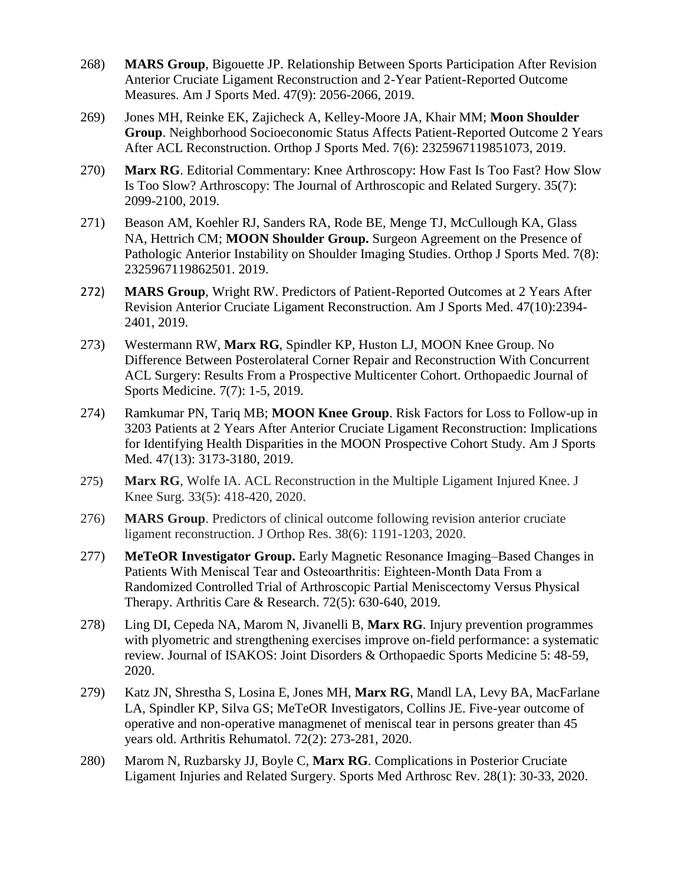268) **MARS Group**, Bigouette JP. Relationship Between Sports Participation After Revision Anterior Cruciate Ligament Reconstruction and 2-Year Patient-Reported Outcome Measures. Am J Sports Med. 47(9): 2056-2066, 2019.

269) Jones MH, Reinke EK, Zajicheck A, Kelley-Moore JA, Khair MM; **Moon Shoulder Group**. Neighborhood Socioeconomic Status Affects Patient-Reported Outcome 2 Years After ACL Reconstruction. Orthop J Sports Med. 7(6): 2325967119851073, 2019.

270) **Marx RG**. Editorial Commentary: Knee Arthroscopy: How Fast Is Too Fast? How Slow Is Too Slow? Arthroscopy: The Journal of Arthroscopic and Related Surgery. 35(7): 2099-2100, 2019.

271) Beason AM, Koehler RJ, Sanders RA, Rode BE, Menge TJ, McCullough KA, Glass NA, Hettrich CM; **MOON Shoulder Group.** Surgeon Agreement on the Presence of Pathologic Anterior Instability on Shoulder Imaging Studies. Orthop J Sports Med. 7(8): 2325967119862501. 2019.

272) **MARS Group**, Wright RW. Predictors of Patient-Reported Outcomes at 2 Years After Revision Anterior Cruciate Ligament Reconstruction. Am J Sports Med. 47(10):2394-2401, 2019.

273) Westermann RW, **Marx RG**, Spindler KP, Huston LJ, MOON Knee Group. No Difference Between Posterolateral Corner Repair and Reconstruction With Concurrent ACL Surgery: Results From a Prospective Multicenter Cohort. Orthopaedic Journal of Sports Medicine. 7(7): 1-5, 2019.

274) Ramkumar PN, Tariq MB; **MOON Knee Group**. Risk Factors for Loss to Follow-up in 3203 Patients at 2 Years After Anterior Cruciate Ligament Reconstruction: Implications for Identifying Health Disparities in the MOON Prospective Cohort Study. Am J Sports Med. 47(13): 3173-3180, 2019.

275) **Marx RG**, Wolfe IA. ACL Reconstruction in the Multiple Ligament Injured Knee. J Knee Surg. 33(5): 418-420, 2020.

276) **MARS Group**. Predictors of clinical outcome following revision anterior cruciate ligament reconstruction. J Orthop Res. 38(6): 1191-1203, 2020.

277) **MeTeOR Investigator Group.** Early Magnetic Resonance Imaging–Based Changes in Patients With Meniscal Tear and Osteoarthritis: Eighteen-Month Data From a Randomized Controlled Trial of Arthroscopic Partial Meniscectomy Versus Physical Therapy. Arthritis Care & Research. 72(5): 630-640, 2019.

278) Ling DI, Cepeda NA, Marom N, Jivanelli B, **Marx RG**. Injury prevention programmes with plyometric and strengthening exercises improve on-field performance: a systematic review. Journal of ISAKOS: Joint Disorders & Orthopaedic Sports Medicine 5: 48-59, 2020.

279) Katz JN, Shrestha S, Losina E, Jones MH, **Marx RG**, Mandl LA, Levy BA, MacFarlane LA, Spindler KP, Silva GS; MeTeOR Investigators, Collins JE. Five-year outcome of operative and non-operative managmenet of meniscal tear in persons greater than 45 years old. Arthritis Rehumatol. 72(2): 273-281, 2020.

280) Marom N, Ruzbarsky JJ, Boyle C, **Marx RG**. Complications in Posterior Cruciate Ligament Injuries and Related Surgery. Sports Med Arthrosc Rev. 28(1): 30-33, 2020.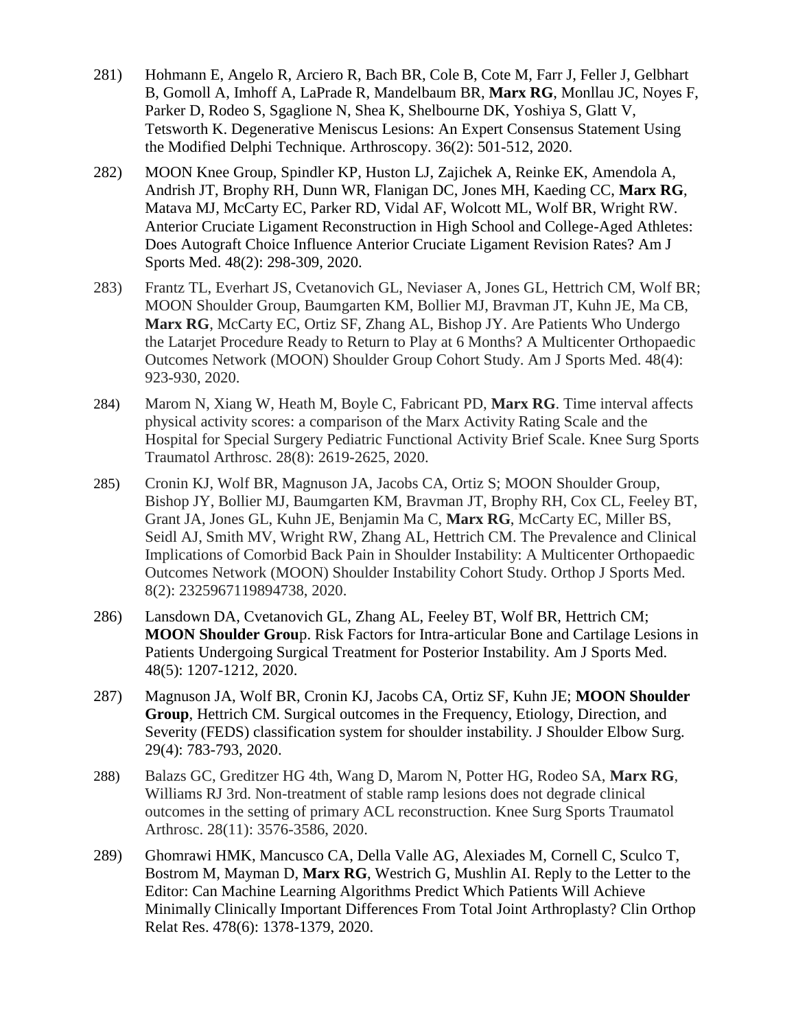281) Hohmann E, Angelo R, Arciero R, Bach BR, Cole B, Cote M, Farr J, Feller J, Gelbhart B, Gomoll A, Imhoff A, LaPrade R, Mandelbaum BR, **Marx RG**, Monllau JC, Noyes F, Parker D, Rodeo S, Sgaglione N, Shea K, Shelbourne DK, Yoshiya S, Glatt V, Tetsworth K. Degenerative Meniscus Lesions: An Expert Consensus Statement Using the Modified Delphi Technique. Arthroscopy. 36(2): 501-512, 2020.

282) MOON Knee Group, Spindler KP, Huston LJ, Zajichek A, Reinke EK, Amendola A, Andrish JT, Brophy RH, Dunn WR, Flanigan DC, Jones MH, Kaeding CC, **Marx RG**, Matava MJ, McCarty EC, Parker RD, Vidal AF, Wolcott ML, Wolf BR, Wright RW. Anterior Cruciate Ligament Reconstruction in High School and College-Aged Athletes: Does Autograft Choice Influence Anterior Cruciate Ligament Revision Rates? Am J Sports Med. 48(2): 298-309, 2020.

283) Frantz TL, Everhart JS, Cvetanovich GL, Neviaser A, Jones GL, Hettrich CM, Wolf BR; MOON Shoulder Group, Baumgarten KM, Bollier MJ, Bravman JT, Kuhn JE, Ma CB, **Marx RG**, McCarty EC, Ortiz SF, Zhang AL, Bishop JY. Are Patients Who Undergo the Latarjet Procedure Ready to Return to Play at 6 Months? A Multicenter Orthopaedic Outcomes Network (MOON) Shoulder Group Cohort Study. Am J Sports Med. 48(4): 923-930, 2020.

284) Marom N, Xiang W, Heath M, Boyle C, Fabricant PD, **Marx RG**. Time interval affects physical activity scores: a comparison of the Marx Activity Rating Scale and the Hospital for Special Surgery Pediatric Functional Activity Brief Scale. Knee Surg Sports Traumatol Arthrosc. 28(8): 2619-2625, 2020.

285) Cronin KJ, Wolf BR, Magnuson JA, Jacobs CA, Ortiz S; MOON Shoulder Group, Bishop JY, Bollier MJ, Baumgarten KM, Bravman JT, Brophy RH, Cox CL, Feeley BT, Grant JA, Jones GL, Kuhn JE, Benjamin Ma C, **Marx RG**, McCarty EC, Miller BS, Seidl AJ, Smith MV, Wright RW, Zhang AL, Hettrich CM. The Prevalence and Clinical Implications of Comorbid Back Pain in Shoulder Instability: A Multicenter Orthopaedic Outcomes Network (MOON) Shoulder Instability Cohort Study. Orthop J Sports Med. 8(2): 2325967119894738, 2020.

286) Lansdown DA, Cvetanovich GL, Zhang AL, Feeley BT, Wolf BR, Hettrich CM; **MOON Shoulder Grou**p. Risk Factors for Intra-articular Bone and Cartilage Lesions in Patients Undergoing Surgical Treatment for Posterior Instability. Am J Sports Med. 48(5): 1207-1212, 2020.

287) Magnuson JA, Wolf BR, Cronin KJ, Jacobs CA, Ortiz SF, Kuhn JE; **MOON Shoulder Group**, Hettrich CM. Surgical outcomes in the Frequency, Etiology, Direction, and Severity (FEDS) classification system for shoulder instability. J Shoulder Elbow Surg. 29(4): 783-793, 2020.

288) Balazs GC, Greditzer HG 4th, Wang D, Marom N, Potter HG, Rodeo SA, **Marx RG**, Williams RJ 3rd. Non-treatment of stable ramp lesions does not degrade clinical outcomes in the setting of primary ACL reconstruction. Knee Surg Sports Traumatol Arthrosc. 28(11): 3576-3586, 2020.

289) Ghomrawi HMK, Mancusco CA, Della Valle AG, Alexiades M, Cornell C, Sculco T, Bostrom M, Mayman D, **Marx RG**, Westrich G, Mushlin AI. Reply to the Letter to the Editor: Can Machine Learning Algorithms Predict Which Patients Will Achieve Minimally Clinically Important Differences From Total Joint Arthroplasty? Clin Orthop Relat Res. 478(6): 1378-1379, 2020.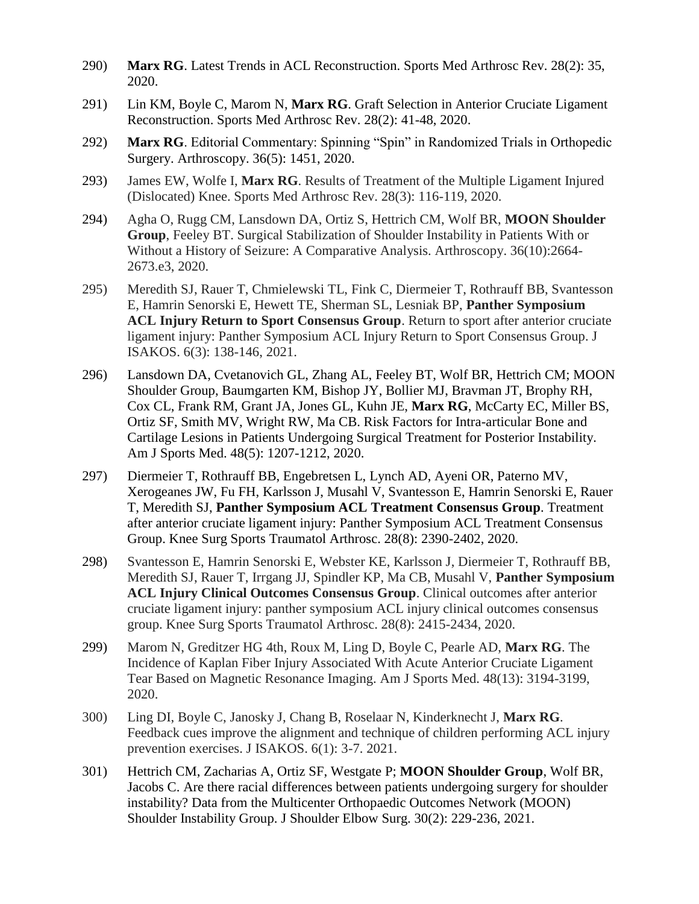290) **Marx RG**. Latest Trends in ACL Reconstruction. Sports Med Arthrosc Rev. 28(2): 35, 2020.

291) Lin KM, Boyle C, Marom N, **Marx RG**. Graft Selection in Anterior Cruciate Ligament Reconstruction. Sports Med Arthrosc Rev. 28(2): 41-48, 2020.

292) **Marx RG**. Editorial Commentary: Spinning "Spin" in Randomized Trials in Orthopedic Surgery. Arthroscopy. 36(5): 1451, 2020.

293) James EW, Wolfe I, **Marx RG**. Results of Treatment of the Multiple Ligament Injured (Dislocated) Knee. Sports Med Arthrosc Rev. 28(3): 116-119, 2020.

294) Agha O, Rugg CM, Lansdown DA, Ortiz S, Hettrich CM, Wolf BR, **MOON Shoulder Group**, Feeley BT. Surgical Stabilization of Shoulder Instability in Patients With or Without a History of Seizure: A Comparative Analysis. Arthroscopy. 36(10):2664-2673.e3, 2020.

295) Meredith SJ, Rauer T, Chmielewski TL, Fink C, Diermeier T, Rothrauff BB, Svantesson E, Hamrin Senorski E, Hewett TE, Sherman SL, Lesniak BP, **Panther Symposium ACL Injury Return to Sport Consensus Group**. Return to sport after anterior cruciate ligament injury: Panther Symposium ACL Injury Return to Sport Consensus Group. J ISAKOS. 6(3): 138-146, 2021.

296) Lansdown DA, Cvetanovich GL, Zhang AL, Feeley BT, Wolf BR, Hettrich CM; MOON Shoulder Group, Baumgarten KM, Bishop JY, Bollier MJ, Bravman JT, Brophy RH, Cox CL, Frank RM, Grant JA, Jones GL, Kuhn JE, **Marx RG**, McCarty EC, Miller BS, Ortiz SF, Smith MV, Wright RW, Ma CB. Risk Factors for Intra-articular Bone and Cartilage Lesions in Patients Undergoing Surgical Treatment for Posterior Instability. Am J Sports Med. 48(5): 1207-1212, 2020.

297) Diermeier T, Rothrauff BB, Engebretsen L, Lynch AD, Ayeni OR, Paterno MV, Xerogeanes JW, Fu FH, Karlsson J, Musahl V, Svantesson E, Hamrin Senorski E, Rauer T, Meredith SJ, **Panther Symposium ACL Treatment Consensus Group**. Treatment after anterior cruciate ligament injury: Panther Symposium ACL Treatment Consensus Group. Knee Surg Sports Traumatol Arthrosc. 28(8): 2390-2402, 2020.

298) Svantesson E, Hamrin Senorski E, Webster KE, Karlsson J, Diermeier T, Rothrauff BB, Meredith SJ, Rauer T, Irrgang JJ, Spindler KP, Ma CB, Musahl V, **Panther Symposium ACL Injury Clinical Outcomes Consensus Group**. Clinical outcomes after anterior cruciate ligament injury: panther symposium ACL injury clinical outcomes consensus group. Knee Surg Sports Traumatol Arthrosc. 28(8): 2415-2434, 2020.

299) Marom N, Greditzer HG 4th, Roux M, Ling D, Boyle C, Pearle AD, **Marx RG**. The Incidence of Kaplan Fiber Injury Associated With Acute Anterior Cruciate Ligament Tear Based on Magnetic Resonance Imaging. Am J Sports Med. 48(13): 3194-3199, 2020.

300) Ling DI, Boyle C, Janosky J, Chang B, Roselaar N, Kinderknecht J, **Marx RG**. Feedback cues improve the alignment and technique of children performing ACL injury prevention exercises. J ISAKOS. 6(1): 3-7. 2021.

301) Hettrich CM, Zacharias A, Ortiz SF, Westgate P; **MOON Shoulder Group**, Wolf BR, Jacobs C. Are there racial differences between patients undergoing surgery for shoulder instability? Data from the Multicenter Orthopaedic Outcomes Network (MOON) Shoulder Instability Group. J Shoulder Elbow Surg. 30(2): 229-236, 2021.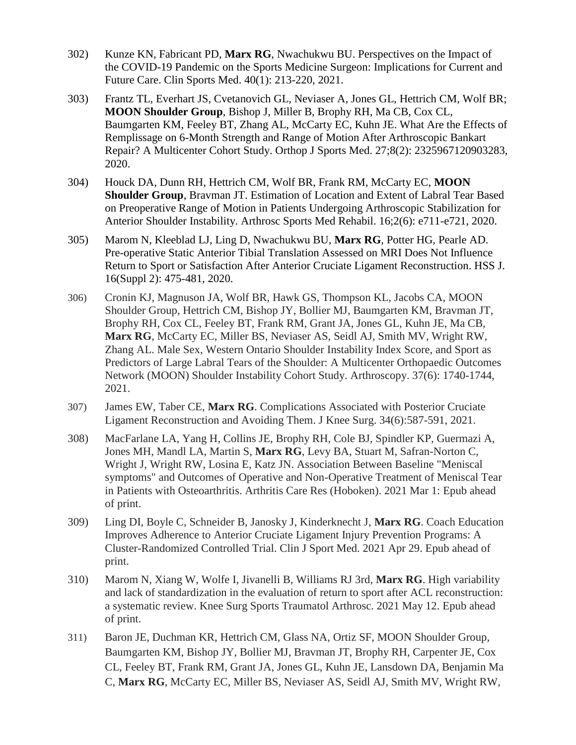302) Kunze KN, Fabricant PD, **Marx RG**, Nwachukwu BU. Perspectives on the Impact of the COVID-19 Pandemic on the Sports Medicine Surgeon: Implications for Current and Future Care. Clin Sports Med. 40(1): 213-220, 2021.

303) Frantz TL, Everhart JS, Cvetanovich GL, Neviaser A, Jones GL, Hettrich CM, Wolf BR; **MOON Shoulder Group**, Bishop J, Miller B, Brophy RH, Ma CB, Cox CL, Baumgarten KM, Feeley BT, Zhang AL, McCarty EC, Kuhn JE. What Are the Effects of Remplissage on 6-Month Strength and Range of Motion After Arthroscopic Bankart Repair? A Multicenter Cohort Study. Orthop J Sports Med. 27;8(2): 2325967120903283, 2020.

304) Houck DA, Dunn RH, Hettrich CM, Wolf BR, Frank RM, McCarty EC, **MOON Shoulder Group**, Bravman JT. Estimation of Location and Extent of Labral Tear Based on Preoperative Range of Motion in Patients Undergoing Arthroscopic Stabilization for Anterior Shoulder Instability. Arthrosc Sports Med Rehabil. 16;2(6): e711-e721, 2020.

305) Marom N, Kleeblad LJ, Ling D, Nwachukwu BU, **Marx RG**, Potter HG, Pearle AD. Pre-operative Static Anterior Tibial Translation Assessed on MRI Does Not Influence Return to Sport or Satisfaction After Anterior Cruciate Ligament Reconstruction. HSS J. 16(Suppl 2): 475-481, 2020.

306) Cronin KJ, Magnuson JA, Wolf BR, Hawk GS, Thompson KL, Jacobs CA, MOON Shoulder Group, Hettrich CM, Bishop JY, Bollier MJ, Baumgarten KM, Bravman JT, Brophy RH, Cox CL, Feeley BT, Frank RM, Grant JA, Jones GL, Kuhn JE, Ma CB, **Marx RG**, McCarty EC, Miller BS, Neviaser AS, Seidl AJ, Smith MV, Wright RW, Zhang AL. Male Sex, Western Ontario Shoulder Instability Index Score, and Sport as Predictors of Large Labral Tears of the Shoulder: A Multicenter Orthopaedic Outcomes Network (MOON) Shoulder Instability Cohort Study. Arthroscopy. 37(6): 1740-1744, 2021.

307) James EW, Taber CE, **Marx RG**. Complications Associated with Posterior Cruciate Ligament Reconstruction and Avoiding Them. J Knee Surg. 34(6):587-591, 2021.

308) MacFarlane LA, Yang H, Collins JE, Brophy RH, Cole BJ, Spindler KP, Guermazi A, Jones MH, Mandl LA, Martin S, **Marx RG**, Levy BA, Stuart M, Safran-Norton C, Wright J, Wright RW, Losina E, Katz JN. Association Between Baseline "Meniscal symptoms" and Outcomes of Operative and Non-Operative Treatment of Meniscal Tear in Patients with Osteoarthritis. Arthritis Care Res (Hoboken). 2021 Mar 1: Epub ahead of print.

309) Ling DI, Boyle C, Schneider B, Janosky J, Kinderknecht J, **Marx RG**. Coach Education Improves Adherence to Anterior Cruciate Ligament Injury Prevention Programs: A Cluster-Randomized Controlled Trial. Clin J Sport Med. 2021 Apr 29. Epub ahead of print.

310) Marom N, Xiang W, Wolfe I, Jivanelli B, Williams RJ 3rd, **Marx RG**. High variability and lack of standardization in the evaluation of return to sport after ACL reconstruction: a systematic review. Knee Surg Sports Traumatol Arthrosc. 2021 May 12. Epub ahead of print.

311) Baron JE, Duchman KR, Hettrich CM, Glass NA, Ortiz SF, MOON Shoulder Group, Baumgarten KM, Bishop JY, Bollier MJ, Bravman JT, Brophy RH, Carpenter JE, Cox CL, Feeley BT, Frank RM, Grant JA, Jones GL, Kuhn JE, Lansdown DA, Benjamin Ma C, **Marx RG**, McCarty EC, Miller BS, Neviaser AS, Seidl AJ, Smith MV, Wright RW,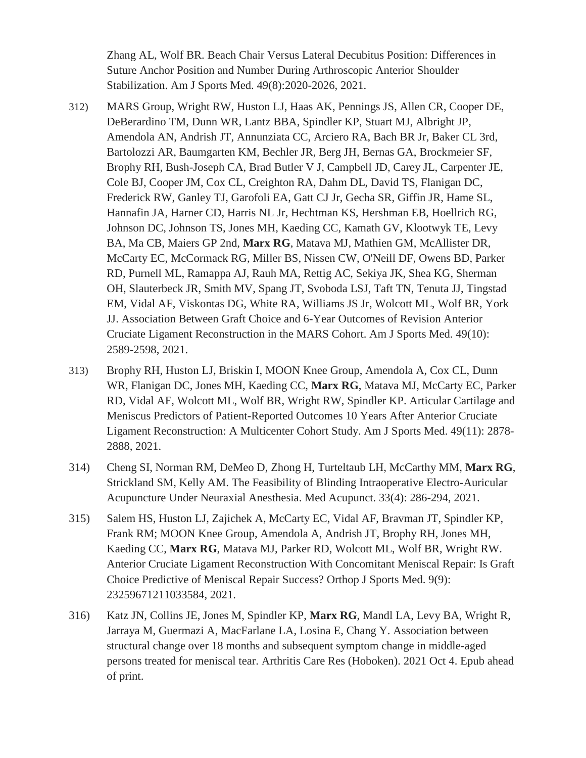Zhang AL, Wolf BR. Beach Chair Versus Lateral Decubitus Position: Differences in Suture Anchor Position and Number During Arthroscopic Anterior Shoulder Stabilization. Am J Sports Med. 49(8):2020-2026, 2021.

312) MARS Group, Wright RW, Huston LJ, Haas AK, Pennings JS, Allen CR, Cooper DE, DeBerardino TM, Dunn WR, Lantz BBA, Spindler KP, Stuart MJ, Albright JP, Amendola AN, Andrish JT, Annunziata CC, Arciero RA, Bach BR Jr, Baker CL 3rd, Bartolozzi AR, Baumgarten KM, Bechler JR, Berg JH, Bernas GA, Brockmeier SF, Brophy RH, Bush-Joseph CA, Brad Butler V J, Campbell JD, Carey JL, Carpenter JE, Cole BJ, Cooper JM, Cox CL, Creighton RA, Dahm DL, David TS, Flanigan DC, Frederick RW, Ganley TJ, Garofoli EA, Gatt CJ Jr, Gecha SR, Giffin JR, Hame SL, Hannafin JA, Harner CD, Harris NL Jr, Hechtman KS, Hershman EB, Hoellrich RG, Johnson DC, Johnson TS, Jones MH, Kaeding CC, Kamath GV, Klootwyk TE, Levy BA, Ma CB, Maiers GP 2nd, **Marx RG**, Matava MJ, Mathien GM, McAllister DR, McCarty EC, McCormack RG, Miller BS, Nissen CW, O'Neill DF, Owens BD, Parker RD, Purnell ML, Ramappa AJ, Rauh MA, Rettig AC, Sekiya JK, Shea KG, Sherman OH, Slauterbeck JR, Smith MV, Spang JT, Svoboda LSJ, Taft TN, Tenuta JJ, Tingstad EM, Vidal AF, Viskontas DG, White RA, Williams JS Jr, Wolcott ML, Wolf BR, York JJ. Association Between Graft Choice and 6-Year Outcomes of Revision Anterior Cruciate Ligament Reconstruction in the MARS Cohort. Am J Sports Med. 49(10): 2589-2598, 2021.

313) Brophy RH, Huston LJ, Briskin I, MOON Knee Group, Amendola A, Cox CL, Dunn WR, Flanigan DC, Jones MH, Kaeding CC, **Marx RG**, Matava MJ, McCarty EC, Parker RD, Vidal AF, Wolcott ML, Wolf BR, Wright RW, Spindler KP. Articular Cartilage and Meniscus Predictors of Patient-Reported Outcomes 10 Years After Anterior Cruciate Ligament Reconstruction: A Multicenter Cohort Study. Am J Sports Med. 49(11): 2878-2888, 2021.

314) Cheng SI, Norman RM, DeMeo D, Zhong H, Turteltaub LH, McCarthy MM, **Marx RG**, Strickland SM, Kelly AM. The Feasibility of Blinding Intraoperative Electro-Auricular Acupuncture Under Neuraxial Anesthesia. Med Acupunct. 33(4): 286-294, 2021.

315) Salem HS, Huston LJ, Zajichek A, McCarty EC, Vidal AF, Bravman JT, Spindler KP, Frank RM; MOON Knee Group, Amendola A, Andrish JT, Brophy RH, Jones MH, Kaeding CC, **Marx RG**, Matava MJ, Parker RD, Wolcott ML, Wolf BR, Wright RW. Anterior Cruciate Ligament Reconstruction With Concomitant Meniscal Repair: Is Graft Choice Predictive of Meniscal Repair Success? Orthop J Sports Med. 9(9): 23259671211033584, 2021.

316) Katz JN, Collins JE, Jones M, Spindler KP, **Marx RG**, Mandl LA, Levy BA, Wright R, Jarraya M, Guermazi A, MacFarlane LA, Losina E, Chang Y. Association between structural change over 18 months and subsequent symptom change in middle-aged persons treated for meniscal tear. Arthritis Care Res (Hoboken). 2021 Oct 4. Epub ahead of print.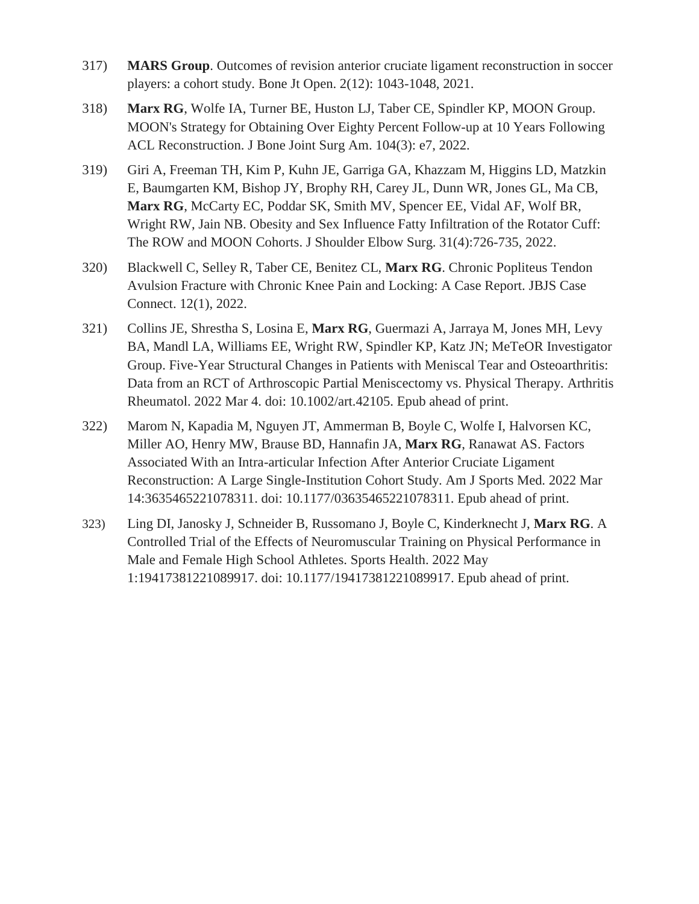317) **MARS Group**. Outcomes of revision anterior cruciate ligament reconstruction in soccer players: a cohort study. Bone Jt Open. 2(12): 1043-1048, 2021.

318) **Marx RG**, Wolfe IA, Turner BE, Huston LJ, Taber CE, Spindler KP, MOON Group. MOON's Strategy for Obtaining Over Eighty Percent Follow-up at 10 Years Following ACL Reconstruction. J Bone Joint Surg Am. 104(3): e7, 2022.

319) Giri A, Freeman TH, Kim P, Kuhn JE, Garriga GA, Khazzam M, Higgins LD, Matzkin E, Baumgarten KM, Bishop JY, Brophy RH, Carey JL, Dunn WR, Jones GL, Ma CB, **Marx RG**, McCarty EC, Poddar SK, Smith MV, Spencer EE, Vidal AF, Wolf BR, Wright RW, Jain NB. Obesity and Sex Influence Fatty Infiltration of the Rotator Cuff: The ROW and MOON Cohorts. J Shoulder Elbow Surg. 31(4):726-735, 2022.

320) Blackwell C, Selley R, Taber CE, Benitez CL, **Marx RG**. Chronic Popliteus Tendon Avulsion Fracture with Chronic Knee Pain and Locking: A Case Report. JBJS Case Connect. 12(1), 2022.

321) Collins JE, Shrestha S, Losina E, **Marx RG**, Guermazi A, Jarraya M, Jones MH, Levy BA, Mandl LA, Williams EE, Wright RW, Spindler KP, Katz JN; MeTeOR Investigator Group. Five-Year Structural Changes in Patients with Meniscal Tear and Osteoarthritis: Data from an RCT of Arthroscopic Partial Meniscectomy vs. Physical Therapy. Arthritis Rheumatol. 2022 Mar 4. doi: 10.1002/art.42105. Epub ahead of print.

322) Marom N, Kapadia M, Nguyen JT, Ammerman B, Boyle C, Wolfe I, Halvorsen KC, Miller AO, Henry MW, Brause BD, Hannafin JA, **Marx RG**, Ranawat AS. Factors Associated With an Intra-articular Infection After Anterior Cruciate Ligament Reconstruction: A Large Single-Institution Cohort Study. Am J Sports Med. 2022 Mar 14:3635465221078311. doi: 10.1177/03635465221078311. Epub ahead of print.

323) Ling DI, Janosky J, Schneider B, Russomano J, Boyle C, Kinderknecht J, **Marx RG**. A Controlled Trial of the Effects of Neuromuscular Training on Physical Performance in Male and Female High School Athletes. Sports Health. 2022 May 1:19417381221089917. doi: 10.1177/19417381221089917. Epub ahead of print.